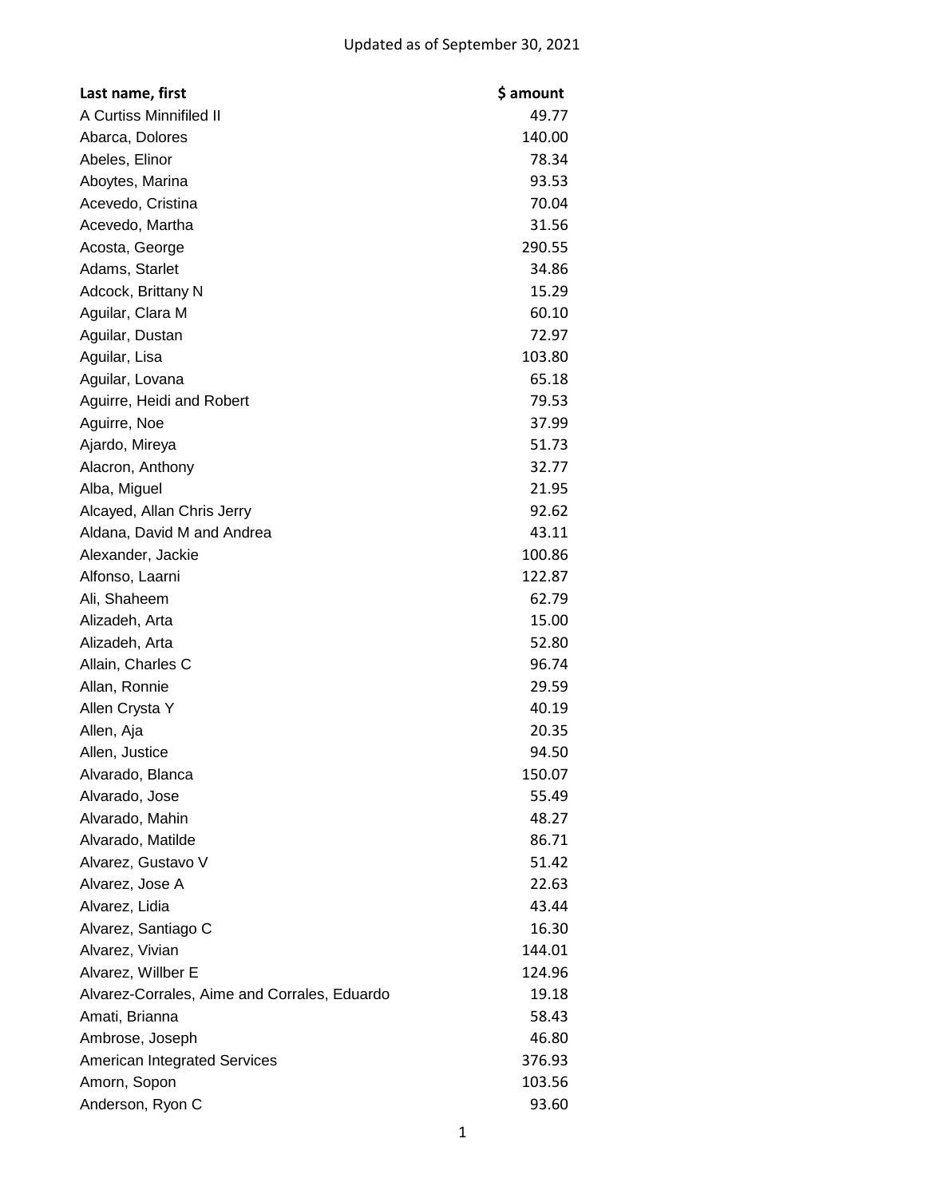Updated as of September 30, 2021

| Last name, first | $ amount |
|---|---|
| A Curtiss Minnifiled II | 49.77 |
| Abarca, Dolores | 140.00 |
| Abeles, Elinor | 78.34 |
| Aboytes, Marina | 93.53 |
| Acevedo, Cristina | 70.04 |
| Acevedo, Martha | 31.56 |
| Acosta, George | 290.55 |
| Adams, Starlet | 34.86 |
| Adcock, Brittany N | 15.29 |
| Aguilar, Clara M | 60.10 |
| Aguilar, Dustan | 72.97 |
| Aguilar, Lisa | 103.80 |
| Aguilar, Lovana | 65.18 |
| Aguirre, Heidi and Robert | 79.53 |
| Aguirre, Noe | 37.99 |
| Ajardo, Mireya | 51.73 |
| Alacron, Anthony | 32.77 |
| Alba, Miguel | 21.95 |
| Alcayed, Allan Chris Jerry | 92.62 |
| Aldana, David M and Andrea | 43.11 |
| Alexander, Jackie | 100.86 |
| Alfonso, Laarni | 122.87 |
| Ali, Shaheem | 62.79 |
| Alizadeh, Arta | 15.00 |
| Alizadeh, Arta | 52.80 |
| Allain, Charles C | 96.74 |
| Allan, Ronnie | 29.59 |
| Allen Crysta Y | 40.19 |
| Allen, Aja | 20.35 |
| Allen, Justice | 94.50 |
| Alvarado, Blanca | 150.07 |
| Alvarado, Jose | 55.49 |
| Alvarado, Mahin | 48.27 |
| Alvarado, Matilde | 86.71 |
| Alvarez, Gustavo V | 51.42 |
| Alvarez, Jose A | 22.63 |
| Alvarez, Lidia | 43.44 |
| Alvarez, Santiago C | 16.30 |
| Alvarez, Vivian | 144.01 |
| Alvarez, Willber E | 124.96 |
| Alvarez-Corrales, Aime and Corrales, Eduardo | 19.18 |
| Amati, Brianna | 58.43 |
| Ambrose, Joseph | 46.80 |
| American Integrated Services | 376.93 |
| Amorn, Sopon | 103.56 |
| Anderson, Ryon C | 93.60 |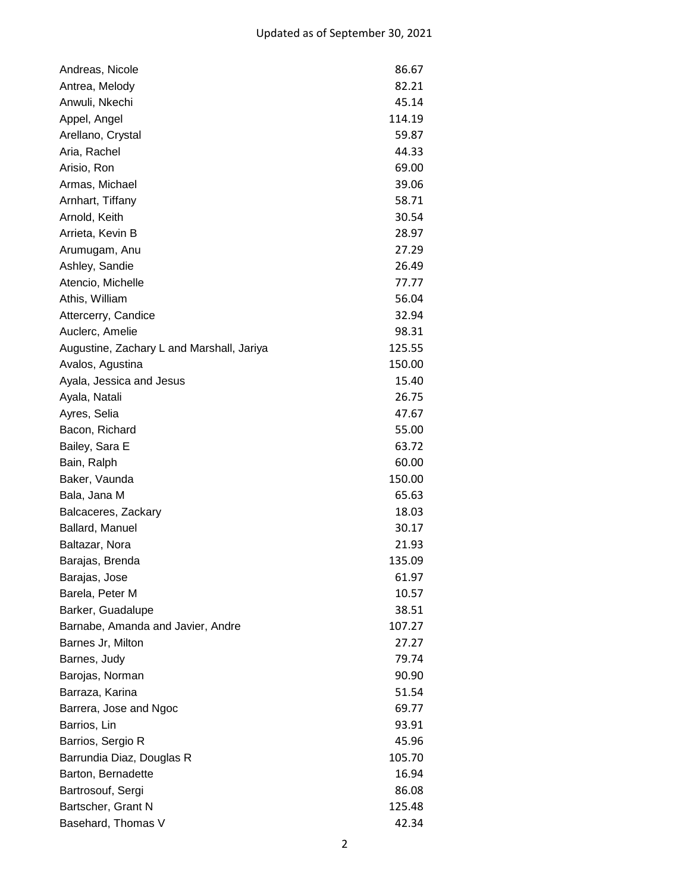Updated as of September 30, 2021

| | |
|---|---|
| Andreas, Nicole | 86.67 |
| Antrea, Melody | 82.21 |
| Anwuli, Nkechi | 45.14 |
| Appel, Angel | 114.19 |
| Arellano, Crystal | 59.87 |
| Aria, Rachel | 44.33 |
| Arisio, Ron | 69.00 |
| Armas, Michael | 39.06 |
| Arnhart, Tiffany | 58.71 |
| Arnold, Keith | 30.54 |
| Arrieta, Kevin B | 28.97 |
| Arumugam, Anu | 27.29 |
| Ashley, Sandie | 26.49 |
| Atencio, Michelle | 77.77 |
| Athis, William | 56.04 |
| Attercerry, Candice | 32.94 |
| Auclerc, Amelie | 98.31 |
| Augustine, Zachary L and Marshall, Jariya | 125.55 |
| Avalos, Agustina | 150.00 |
| Ayala, Jessica and Jesus | 15.40 |
| Ayala, Natali | 26.75 |
| Ayres, Selia | 47.67 |
| Bacon, Richard | 55.00 |
| Bailey, Sara E | 63.72 |
| Bain, Ralph | 60.00 |
| Baker, Vaunda | 150.00 |
| Bala, Jana M | 65.63 |
| Balcaceres, Zackary | 18.03 |
| Ballard, Manuel | 30.17 |
| Baltazar, Nora | 21.93 |
| Barajas, Brenda | 135.09 |
| Barajas, Jose | 61.97 |
| Barela, Peter M | 10.57 |
| Barker, Guadalupe | 38.51 |
| Barnabe, Amanda and Javier, Andre | 107.27 |
| Barnes Jr, Milton | 27.27 |
| Barnes, Judy | 79.74 |
| Barojas, Norman | 90.90 |
| Barraza, Karina | 51.54 |
| Barrera, Jose and Ngoc | 69.77 |
| Barrios, Lin | 93.91 |
| Barrios, Sergio R | 45.96 |
| Barrundia Diaz, Douglas R | 105.70 |
| Barton, Bernadette | 16.94 |
| Bartrosouf, Sergi | 86.08 |
| Bartscher, Grant N | 125.48 |
| Basehard, Thomas V | 42.34 |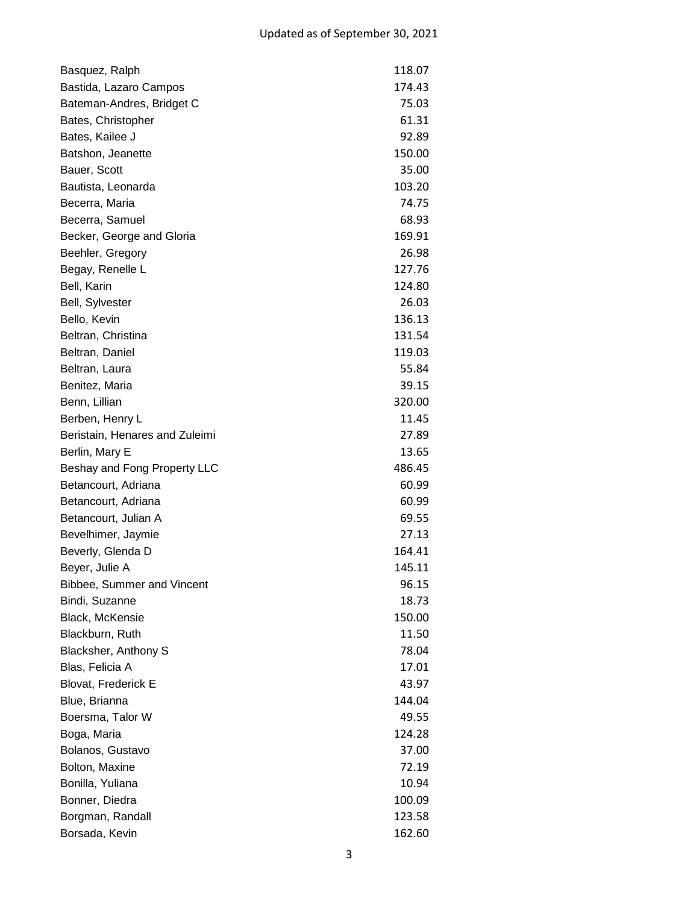Updated as of September 30, 2021

| | |
|---|---|
| Basquez, Ralph | 118.07 |
| Bastida, Lazaro Campos | 174.43 |
| Bateman-Andres, Bridget C | 75.03 |
| Bates, Christopher | 61.31 |
| Bates, Kailee J | 92.89 |
| Batshon, Jeanette | 150.00 |
| Bauer, Scott | 35.00 |
| Bautista, Leonarda | 103.20 |
| Becerra, Maria | 74.75 |
| Becerra, Samuel | 68.93 |
| Becker, George and Gloria | 169.91 |
| Beehler, Gregory | 26.98 |
| Begay, Renelle L | 127.76 |
| Bell, Karin | 124.80 |
| Bell, Sylvester | 26.03 |
| Bello, Kevin | 136.13 |
| Beltran, Christina | 131.54 |
| Beltran, Daniel | 119.03 |
| Beltran, Laura | 55.84 |
| Benitez, Maria | 39.15 |
| Benn, Lillian | 320.00 |
| Berben, Henry L | 11.45 |
| Beristain, Henares and Zuleimi | 27.89 |
| Berlin, Mary E | 13.65 |
| Beshay and Fong Property LLC | 486.45 |
| Betancourt, Adriana | 60.99 |
| Betancourt, Adriana | 60.99 |
| Betancourt, Julian A | 69.55 |
| Bevelhimer, Jaymie | 27.13 |
| Beverly, Glenda D | 164.41 |
| Beyer, Julie A | 145.11 |
| Bibbee, Summer and Vincent | 96.15 |
| Bindi, Suzanne | 18.73 |
| Black, McKensie | 150.00 |
| Blackburn, Ruth | 11.50 |
| Blacksher, Anthony S | 78.04 |
| Blas, Felicia A | 17.01 |
| Blovat, Frederick E | 43.97 |
| Blue, Brianna | 144.04 |
| Boersma, Talor W | 49.55 |
| Boga, Maria | 124.28 |
| Bolanos, Gustavo | 37.00 |
| Bolton, Maxine | 72.19 |
| Bonilla, Yuliana | 10.94 |
| Bonner, Diedra | 100.09 |
| Borgman, Randall | 123.58 |
| Borsada, Kevin | 162.60 |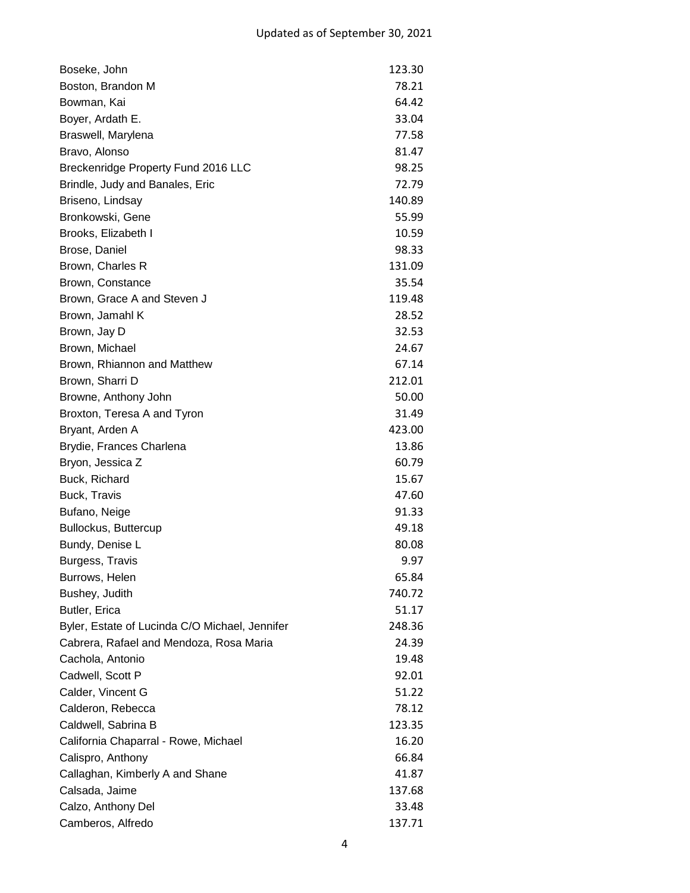Updated as of September 30, 2021

| | |
|---|---|
| Boseke, John | 123.30 |
| Boston, Brandon M | 78.21 |
| Bowman, Kai | 64.42 |
| Boyer, Ardath E. | 33.04 |
| Braswell, Marylena | 77.58 |
| Bravo, Alonso | 81.47 |
| Breckenridge Property Fund 2016 LLC | 98.25 |
| Brindle, Judy and Banales, Eric | 72.79 |
| Briseno, Lindsay | 140.89 |
| Bronkowski, Gene | 55.99 |
| Brooks, Elizabeth I | 10.59 |
| Brose, Daniel | 98.33 |
| Brown, Charles R | 131.09 |
| Brown, Constance | 35.54 |
| Brown, Grace A and Steven J | 119.48 |
| Brown, Jamahl K | 28.52 |
| Brown, Jay D | 32.53 |
| Brown, Michael | 24.67 |
| Brown, Rhiannon and Matthew | 67.14 |
| Brown, Sharri D | 212.01 |
| Browne, Anthony John | 50.00 |
| Broxton, Teresa A and Tyron | 31.49 |
| Bryant, Arden A | 423.00 |
| Brydie, Frances Charlena | 13.86 |
| Bryon, Jessica Z | 60.79 |
| Buck, Richard | 15.67 |
| Buck, Travis | 47.60 |
| Bufano, Neige | 91.33 |
| Bullockus, Buttercup | 49.18 |
| Bundy, Denise L | 80.08 |
| Burgess, Travis | 9.97 |
| Burrows, Helen | 65.84 |
| Bushey, Judith | 740.72 |
| Butler, Erica | 51.17 |
| Byler, Estate of Lucinda C/O Michael, Jennifer | 248.36 |
| Cabrera, Rafael and Mendoza, Rosa Maria | 24.39 |
| Cachola, Antonio | 19.48 |
| Cadwell, Scott P | 92.01 |
| Calder, Vincent G | 51.22 |
| Calderon, Rebecca | 78.12 |
| Caldwell, Sabrina B | 123.35 |
| California Chaparral - Rowe, Michael | 16.20 |
| Calispro, Anthony | 66.84 |
| Callaghan, Kimberly A and Shane | 41.87 |
| Calsada, Jaime | 137.68 |
| Calzo, Anthony Del | 33.48 |
| Camberos, Alfredo | 137.71 |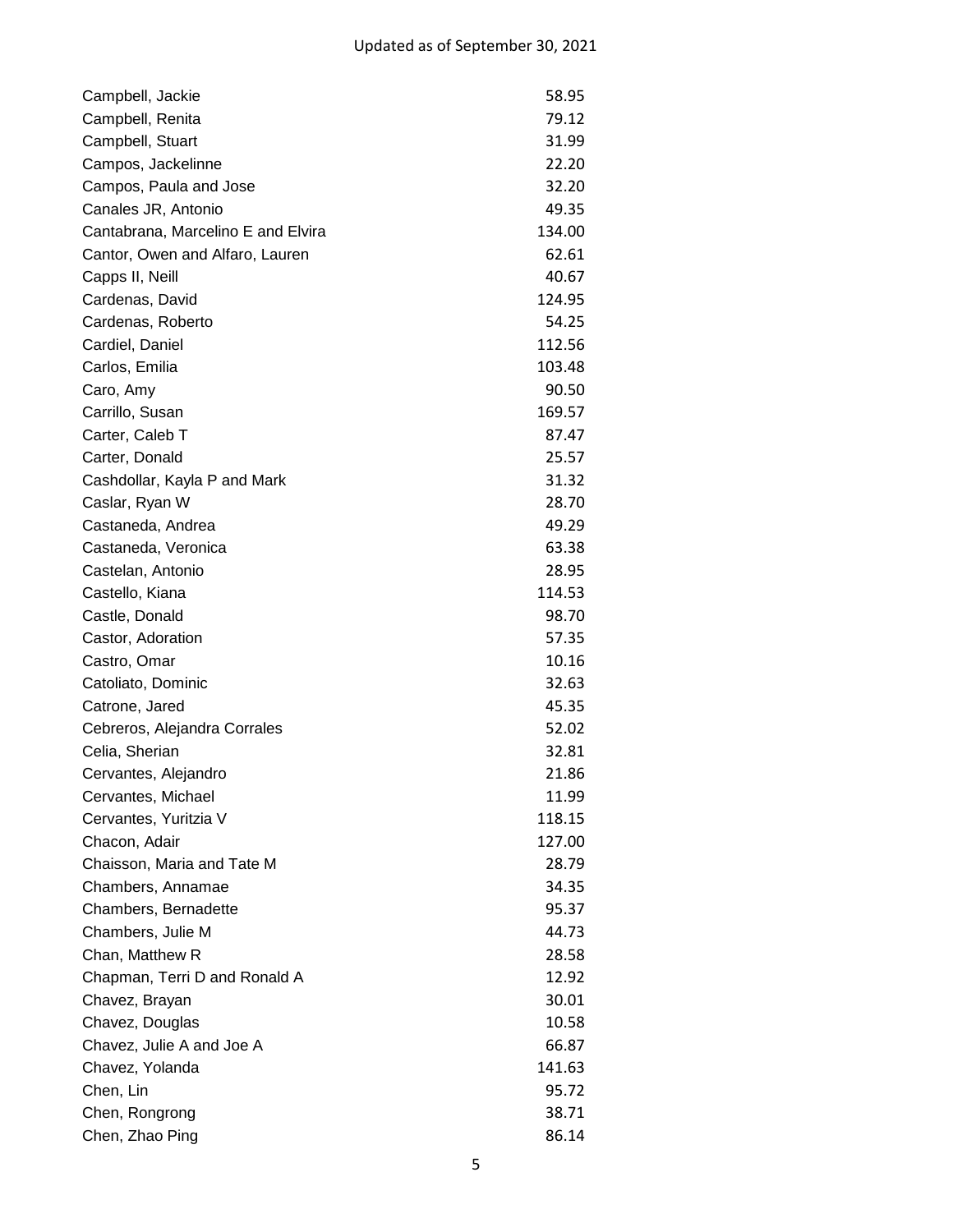| Name | Amount |
| --- | --- |
| Campbell, Jackie | 58.95 |
| Campbell, Renita | 79.12 |
| Campbell, Stuart | 31.99 |
| Campos, Jackelinne | 22.20 |
| Campos, Paula and Jose | 32.20 |
| Canales JR, Antonio | 49.35 |
| Cantabrana, Marcelino E and Elvira | 134.00 |
| Cantor, Owen and Alfaro, Lauren | 62.61 |
| Capps II, Neill | 40.67 |
| Cardenas, David | 124.95 |
| Cardenas, Roberto | 54.25 |
| Cardiel, Daniel | 112.56 |
| Carlos, Emilia | 103.48 |
| Caro, Amy | 90.50 |
| Carrillo, Susan | 169.57 |
| Carter, Caleb T | 87.47 |
| Carter, Donald | 25.57 |
| Cashdollar, Kayla P and Mark | 31.32 |
| Caslar, Ryan W | 28.70 |
| Castaneda, Andrea | 49.29 |
| Castaneda, Veronica | 63.38 |
| Castelan, Antonio | 28.95 |
| Castello, Kiana | 114.53 |
| Castle, Donald | 98.70 |
| Castor, Adoration | 57.35 |
| Castro, Omar | 10.16 |
| Catoliato, Dominic | 32.63 |
| Catrone, Jared | 45.35 |
| Cebreros, Alejandra Corrales | 52.02 |
| Celia, Sherian | 32.81 |
| Cervantes, Alejandro | 21.86 |
| Cervantes, Michael | 11.99 |
| Cervantes, Yuritzia V | 118.15 |
| Chacon, Adair | 127.00 |
| Chaisson, Maria and Tate M | 28.79 |
| Chambers, Annamae | 34.35 |
| Chambers, Bernadette | 95.37 |
| Chambers, Julie M | 44.73 |
| Chan, Matthew R | 28.58 |
| Chapman, Terri D and Ronald A | 12.92 |
| Chavez, Brayan | 30.01 |
| Chavez, Douglas | 10.58 |
| Chavez, Julie A and Joe A | 66.87 |
| Chavez, Yolanda | 141.63 |
| Chen, Lin | 95.72 |
| Chen, Rongrong | 38.71 |
| Chen, Zhao Ping | 86.14 |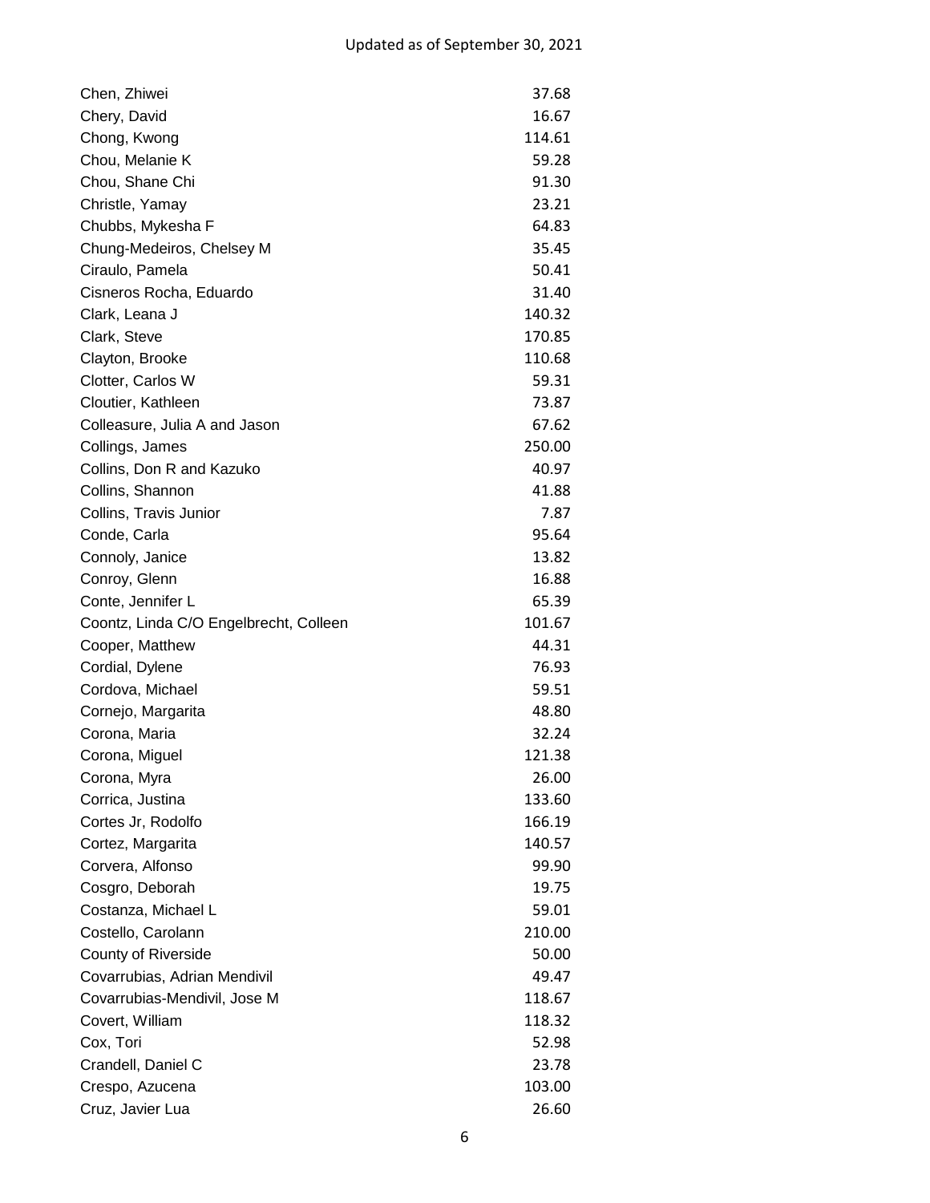| Name | Amount |
|---|---|
| Chen, Zhiwei | 37.68 |
| Chery, David | 16.67 |
| Chong, Kwong | 114.61 |
| Chou, Melanie K | 59.28 |
| Chou, Shane Chi | 91.30 |
| Christle, Yamay | 23.21 |
| Chubbs, Mykesha F | 64.83 |
| Chung-Medeiros, Chelsey M | 35.45 |
| Ciraulo, Pamela | 50.41 |
| Cisneros Rocha, Eduardo | 31.40 |
| Clark, Leana J | 140.32 |
| Clark, Steve | 170.85 |
| Clayton, Brooke | 110.68 |
| Clotter, Carlos W | 59.31 |
| Cloutier, Kathleen | 73.87 |
| Colleasure, Julia A and Jason | 67.62 |
| Collings, James | 250.00 |
| Collins, Don R and Kazuko | 40.97 |
| Collins, Shannon | 41.88 |
| Collins, Travis Junior | 7.87 |
| Conde, Carla | 95.64 |
| Connoly, Janice | 13.82 |
| Conroy, Glenn | 16.88 |
| Conte, Jennifer L | 65.39 |
| Coontz, Linda C/O Engelbrecht, Colleen | 101.67 |
| Cooper, Matthew | 44.31 |
| Cordial, Dylene | 76.93 |
| Cordova, Michael | 59.51 |
| Cornejo, Margarita | 48.80 |
| Corona, Maria | 32.24 |
| Corona, Miguel | 121.38 |
| Corona, Myra | 26.00 |
| Corrica, Justina | 133.60 |
| Cortes Jr, Rodolfo | 166.19 |
| Cortez, Margarita | 140.57 |
| Corvera, Alfonso | 99.90 |
| Cosgro, Deborah | 19.75 |
| Costanza, Michael L | 59.01 |
| Costello, Carolann | 210.00 |
| County of Riverside | 50.00 |
| Covarrubias, Adrian Mendivil | 49.47 |
| Covarrubias-Mendivil, Jose M | 118.67 |
| Covert, William | 118.32 |
| Cox, Tori | 52.98 |
| Crandell, Daniel C | 23.78 |
| Crespo, Azucena | 103.00 |
| Cruz, Javier Lua | 26.60 |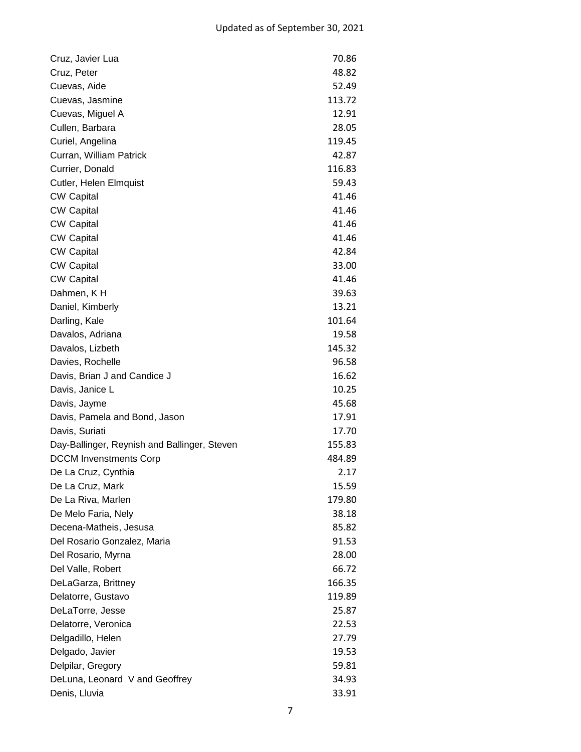Updated as of September 30, 2021

| | |
|---|---|
| Cruz, Javier Lua | 70.86 |
| Cruz, Peter | 48.82 |
| Cuevas, Aide | 52.49 |
| Cuevas, Jasmine | 113.72 |
| Cuevas, Miguel A | 12.91 |
| Cullen, Barbara | 28.05 |
| Curiel, Angelina | 119.45 |
| Curran, William Patrick | 42.87 |
| Currier, Donald | 116.83 |
| Cutler, Helen Elmquist | 59.43 |
| CW Capital | 41.46 |
| CW Capital | 41.46 |
| CW Capital | 41.46 |
| CW Capital | 41.46 |
| CW Capital | 42.84 |
| CW Capital | 33.00 |
| CW Capital | 41.46 |
| Dahmen, K H | 39.63 |
| Daniel, Kimberly | 13.21 |
| Darling, Kale | 101.64 |
| Davalos, Adriana | 19.58 |
| Davalos, Lizbeth | 145.32 |
| Davies, Rochelle | 96.58 |
| Davis, Brian J and Candice J | 16.62 |
| Davis, Janice L | 10.25 |
| Davis, Jayme | 45.68 |
| Davis, Pamela and Bond, Jason | 17.91 |
| Davis, Suriati | 17.70 |
| Day-Ballinger, Reynish and Ballinger, Steven | 155.83 |
| DCCM Invenstments Corp | 484.89 |
| De La Cruz, Cynthia | 2.17 |
| De La Cruz, Mark | 15.59 |
| De La Riva, Marlen | 179.80 |
| De Melo Faria, Nely | 38.18 |
| Decena-Matheis, Jesusa | 85.82 |
| Del Rosario Gonzalez, Maria | 91.53 |
| Del Rosario, Myrna | 28.00 |
| Del Valle, Robert | 66.72 |
| DeLaGarza, Brittney | 166.35 |
| Delatorre, Gustavo | 119.89 |
| DeLaTorre, Jesse | 25.87 |
| Delatorre, Veronica | 22.53 |
| Delgadillo, Helen | 27.79 |
| Delgado, Javier | 19.53 |
| Delpilar, Gregory | 59.81 |
| DeLuna, Leonard V and Geoffrey | 34.93 |
| Denis, Lluvia | 33.91 |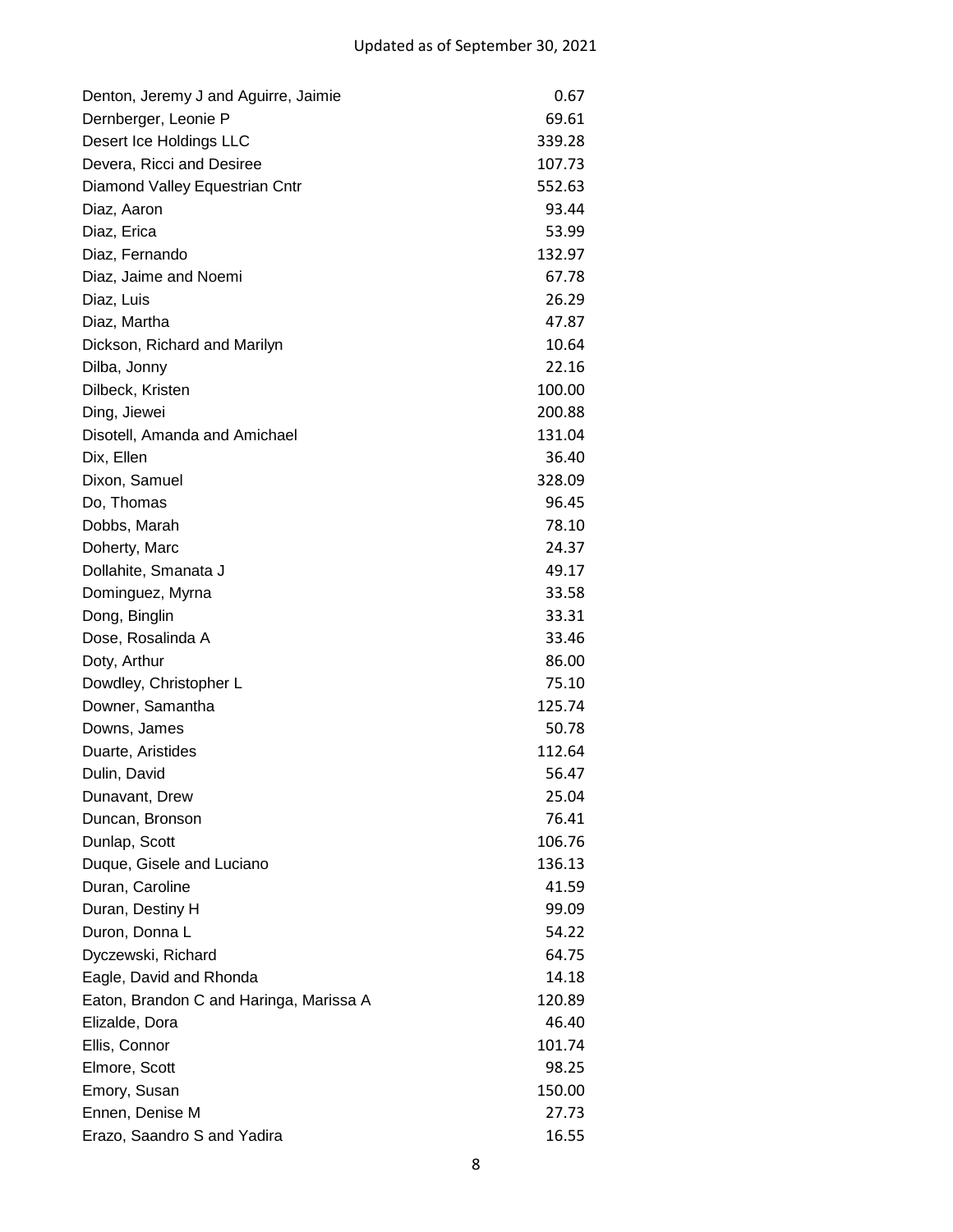Updated as of September 30, 2021

| | |
|---|---|
| Denton, Jeremy J and Aguirre, Jaimie | 0.67 |
| Dernberger, Leonie P | 69.61 |
| Desert Ice Holdings LLC | 339.28 |
| Devera, Ricci and Desiree | 107.73 |
| Diamond Valley Equestrian Cntr | 552.63 |
| Diaz, Aaron | 93.44 |
| Diaz, Erica | 53.99 |
| Diaz, Fernando | 132.97 |
| Diaz, Jaime and Noemi | 67.78 |
| Diaz, Luis | 26.29 |
| Diaz, Martha | 47.87 |
| Dickson, Richard and Marilyn | 10.64 |
| Dilba, Jonny | 22.16 |
| Dilbeck, Kristen | 100.00 |
| Ding, Jiewei | 200.88 |
| Disotell, Amanda and Amichael | 131.04 |
| Dix, Ellen | 36.40 |
| Dixon, Samuel | 328.09 |
| Do, Thomas | 96.45 |
| Dobbs, Marah | 78.10 |
| Doherty, Marc | 24.37 |
| Dollahite, Smanata J | 49.17 |
| Dominguez, Myrna | 33.58 |
| Dong, Binglin | 33.31 |
| Dose, Rosalinda A | 33.46 |
| Doty, Arthur | 86.00 |
| Dowdley, Christopher L | 75.10 |
| Downer, Samantha | 125.74 |
| Downs, James | 50.78 |
| Duarte, Aristides | 112.64 |
| Dulin, David | 56.47 |
| Dunavant, Drew | 25.04 |
| Duncan, Bronson | 76.41 |
| Dunlap, Scott | 106.76 |
| Duque, Gisele and Luciano | 136.13 |
| Duran, Caroline | 41.59 |
| Duran, Destiny H | 99.09 |
| Duron, Donna L | 54.22 |
| Dyczewski, Richard | 64.75 |
| Eagle, David and Rhonda | 14.18 |
| Eaton, Brandon C and Haringa, Marissa A | 120.89 |
| Elizalde, Dora | 46.40 |
| Ellis, Connor | 101.74 |
| Elmore, Scott | 98.25 |
| Emory, Susan | 150.00 |
| Ennen, Denise M | 27.73 |
| Erazo, Saandro S and Yadira | 16.55 |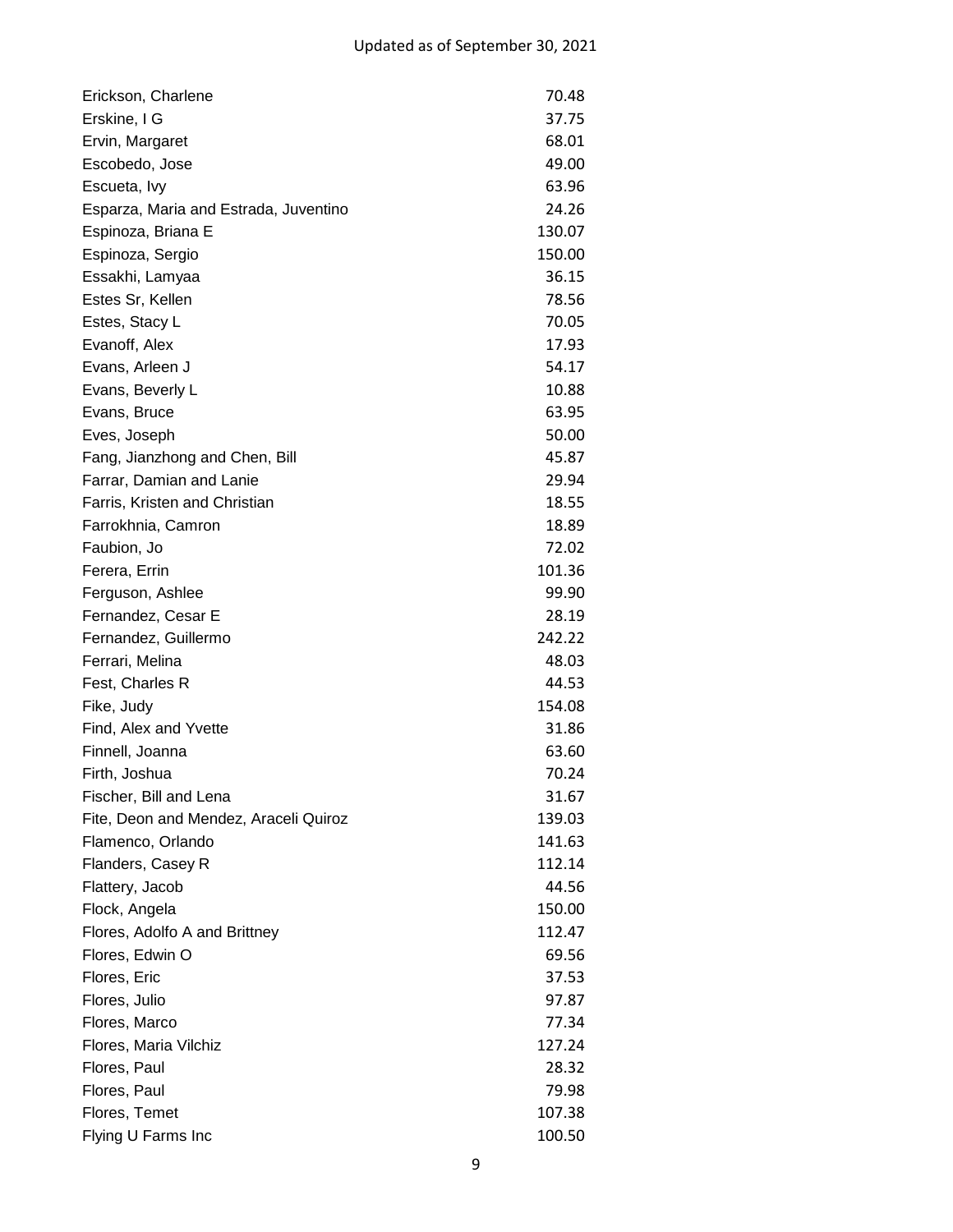Updated as of September 30, 2021

| | |
|---|---|
| Erickson, Charlene | 70.48 |
| Erskine, I G | 37.75 |
| Ervin, Margaret | 68.01 |
| Escobedo, Jose | 49.00 |
| Escueta, Ivy | 63.96 |
| Esparza, Maria and Estrada, Juventino | 24.26 |
| Espinoza, Briana E | 130.07 |
| Espinoza, Sergio | 150.00 |
| Essakhi, Lamyaa | 36.15 |
| Estes Sr, Kellen | 78.56 |
| Estes, Stacy L | 70.05 |
| Evanoff, Alex | 17.93 |
| Evans, Arleen J | 54.17 |
| Evans, Beverly L | 10.88 |
| Evans, Bruce | 63.95 |
| Eves, Joseph | 50.00 |
| Fang, Jianzhong and Chen, Bill | 45.87 |
| Farrar, Damian and Lanie | 29.94 |
| Farris, Kristen and Christian | 18.55 |
| Farrokhnia, Camron | 18.89 |
| Faubion, Jo | 72.02 |
| Ferera, Errin | 101.36 |
| Ferguson, Ashlee | 99.90 |
| Fernandez, Cesar E | 28.19 |
| Fernandez, Guillermo | 242.22 |
| Ferrari, Melina | 48.03 |
| Fest, Charles R | 44.53 |
| Fike, Judy | 154.08 |
| Find, Alex and Yvette | 31.86 |
| Finnell, Joanna | 63.60 |
| Firth, Joshua | 70.24 |
| Fischer, Bill and Lena | 31.67 |
| Fite, Deon and Mendez, Araceli Quiroz | 139.03 |
| Flamenco, Orlando | 141.63 |
| Flanders, Casey R | 112.14 |
| Flattery, Jacob | 44.56 |
| Flock, Angela | 150.00 |
| Flores, Adolfo A and Brittney | 112.47 |
| Flores, Edwin O | 69.56 |
| Flores, Eric | 37.53 |
| Flores, Julio | 97.87 |
| Flores, Marco | 77.34 |
| Flores, Maria Vilchiz | 127.24 |
| Flores, Paul | 28.32 |
| Flores, Paul | 79.98 |
| Flores, Temet | 107.38 |
| Flying U Farms Inc | 100.50 |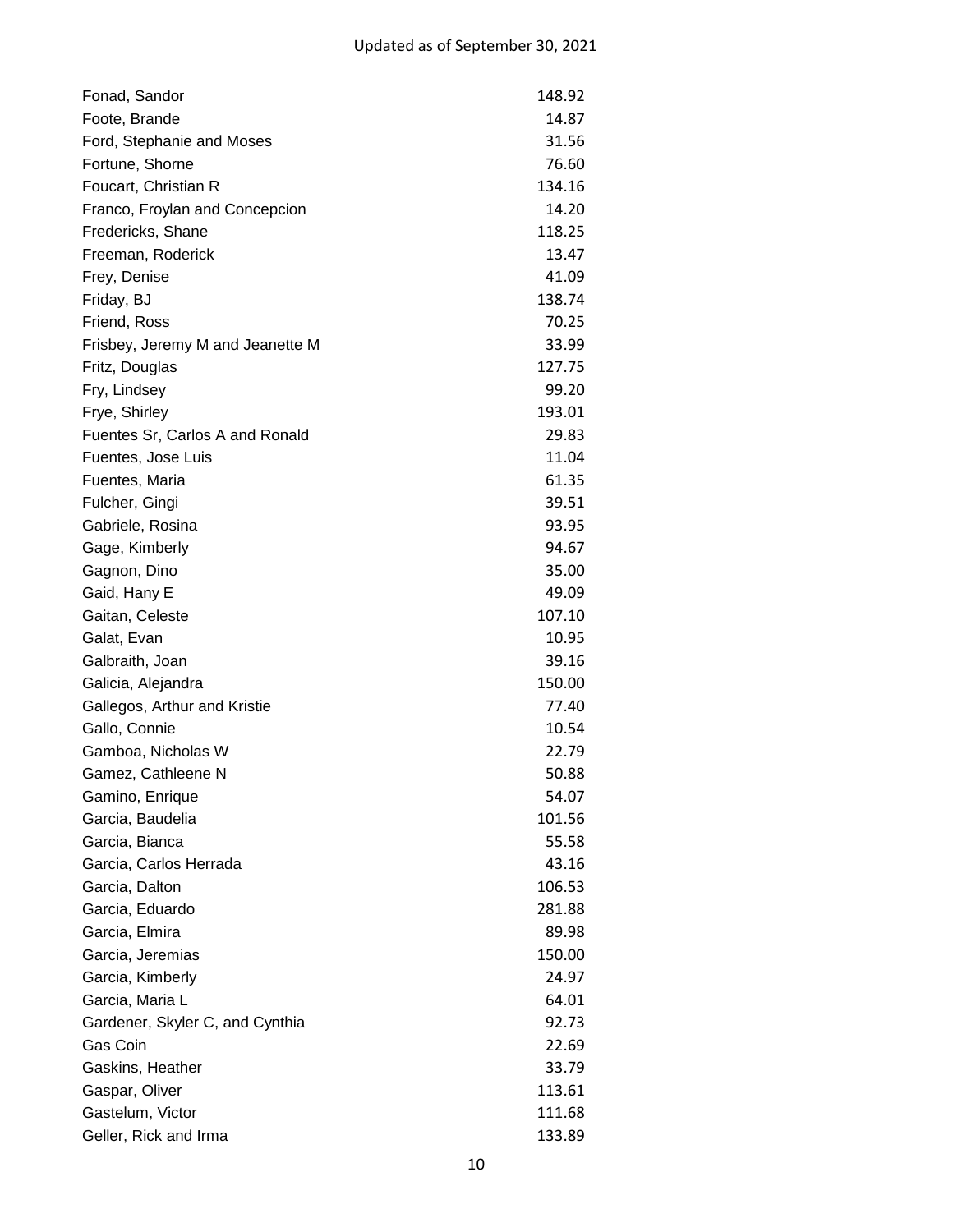Updated as of September 30, 2021

| | |
|---|---|
| Fonad, Sandor | 148.92 |
| Foote, Brande | 14.87 |
| Ford, Stephanie and Moses | 31.56 |
| Fortune, Shorne | 76.60 |
| Foucart, Christian R | 134.16 |
| Franco, Froylan and Concepcion | 14.20 |
| Fredericks, Shane | 118.25 |
| Freeman, Roderick | 13.47 |
| Frey, Denise | 41.09 |
| Friday, BJ | 138.74 |
| Friend, Ross | 70.25 |
| Frisbey, Jeremy M and Jeanette M | 33.99 |
| Fritz, Douglas | 127.75 |
| Fry, Lindsey | 99.20 |
| Frye, Shirley | 193.01 |
| Fuentes Sr, Carlos A and Ronald | 29.83 |
| Fuentes, Jose Luis | 11.04 |
| Fuentes, Maria | 61.35 |
| Fulcher, Gingi | 39.51 |
| Gabriele, Rosina | 93.95 |
| Gage, Kimberly | 94.67 |
| Gagnon, Dino | 35.00 |
| Gaid, Hany E | 49.09 |
| Gaitan, Celeste | 107.10 |
| Galat, Evan | 10.95 |
| Galbraith, Joan | 39.16 |
| Galicia, Alejandra | 150.00 |
| Gallegos, Arthur and Kristie | 77.40 |
| Gallo, Connie | 10.54 |
| Gamboa, Nicholas W | 22.79 |
| Gamez, Cathleene N | 50.88 |
| Gamino, Enrique | 54.07 |
| Garcia, Baudelia | 101.56 |
| Garcia, Bianca | 55.58 |
| Garcia, Carlos Herrada | 43.16 |
| Garcia, Dalton | 106.53 |
| Garcia, Eduardo | 281.88 |
| Garcia, Elmira | 89.98 |
| Garcia, Jeremias | 150.00 |
| Garcia, Kimberly | 24.97 |
| Garcia, Maria L | 64.01 |
| Gardener, Skyler C, and Cynthia | 92.73 |
| Gas Coin | 22.69 |
| Gaskins, Heather | 33.79 |
| Gaspar, Oliver | 113.61 |
| Gastelum, Victor | 111.68 |
| Geller, Rick and Irma | 133.89 |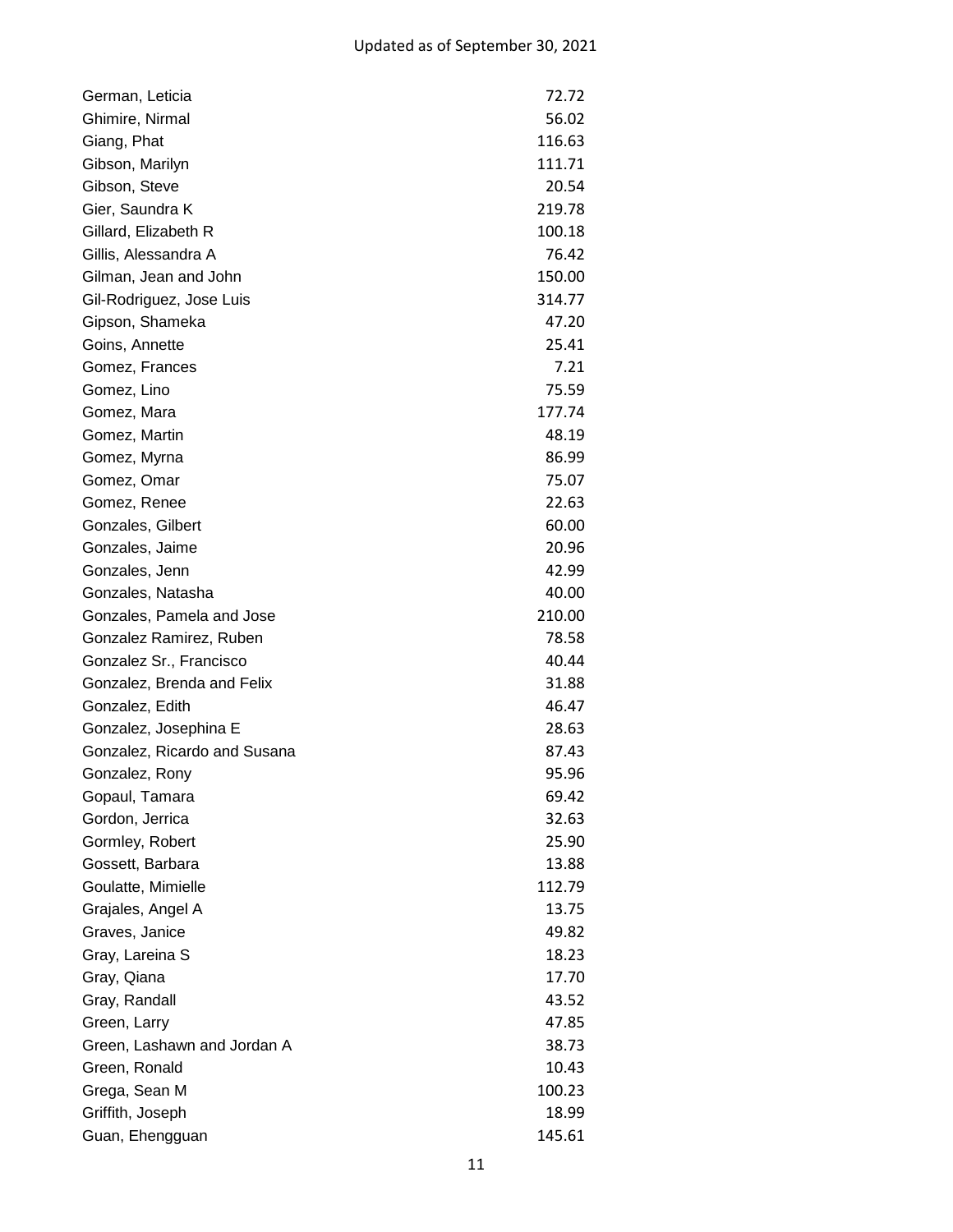Updated as of September 30, 2021

| Name | Amount |
|---|---|
| German, Leticia | 72.72 |
| Ghimire, Nirmal | 56.02 |
| Giang, Phat | 116.63 |
| Gibson, Marilyn | 111.71 |
| Gibson, Steve | 20.54 |
| Gier, Saundra K | 219.78 |
| Gillard, Elizabeth R | 100.18 |
| Gillis, Alessandra A | 76.42 |
| Gilman, Jean and John | 150.00 |
| Gil-Rodriguez, Jose Luis | 314.77 |
| Gipson, Shameka | 47.20 |
| Goins, Annette | 25.41 |
| Gomez, Frances | 7.21 |
| Gomez, Lino | 75.59 |
| Gomez, Mara | 177.74 |
| Gomez, Martin | 48.19 |
| Gomez, Myrna | 86.99 |
| Gomez, Omar | 75.07 |
| Gomez, Renee | 22.63 |
| Gonzales, Gilbert | 60.00 |
| Gonzales, Jaime | 20.96 |
| Gonzales, Jenn | 42.99 |
| Gonzales, Natasha | 40.00 |
| Gonzales, Pamela and Jose | 210.00 |
| Gonzalez Ramirez, Ruben | 78.58 |
| Gonzalez Sr., Francisco | 40.44 |
| Gonzalez, Brenda and Felix | 31.88 |
| Gonzalez, Edith | 46.47 |
| Gonzalez, Josephina E | 28.63 |
| Gonzalez, Ricardo and Susana | 87.43 |
| Gonzalez, Rony | 95.96 |
| Gopaul, Tamara | 69.42 |
| Gordon, Jerrica | 32.63 |
| Gormley, Robert | 25.90 |
| Gossett, Barbara | 13.88 |
| Goulatte, Mimielle | 112.79 |
| Grajales, Angel A | 13.75 |
| Graves, Janice | 49.82 |
| Gray, Lareina S | 18.23 |
| Gray, Qiana | 17.70 |
| Gray, Randall | 43.52 |
| Green, Larry | 47.85 |
| Green, Lashawn and Jordan A | 38.73 |
| Green, Ronald | 10.43 |
| Grega, Sean M | 100.23 |
| Griffith, Joseph | 18.99 |
| Guan, Ehengguan | 145.61 |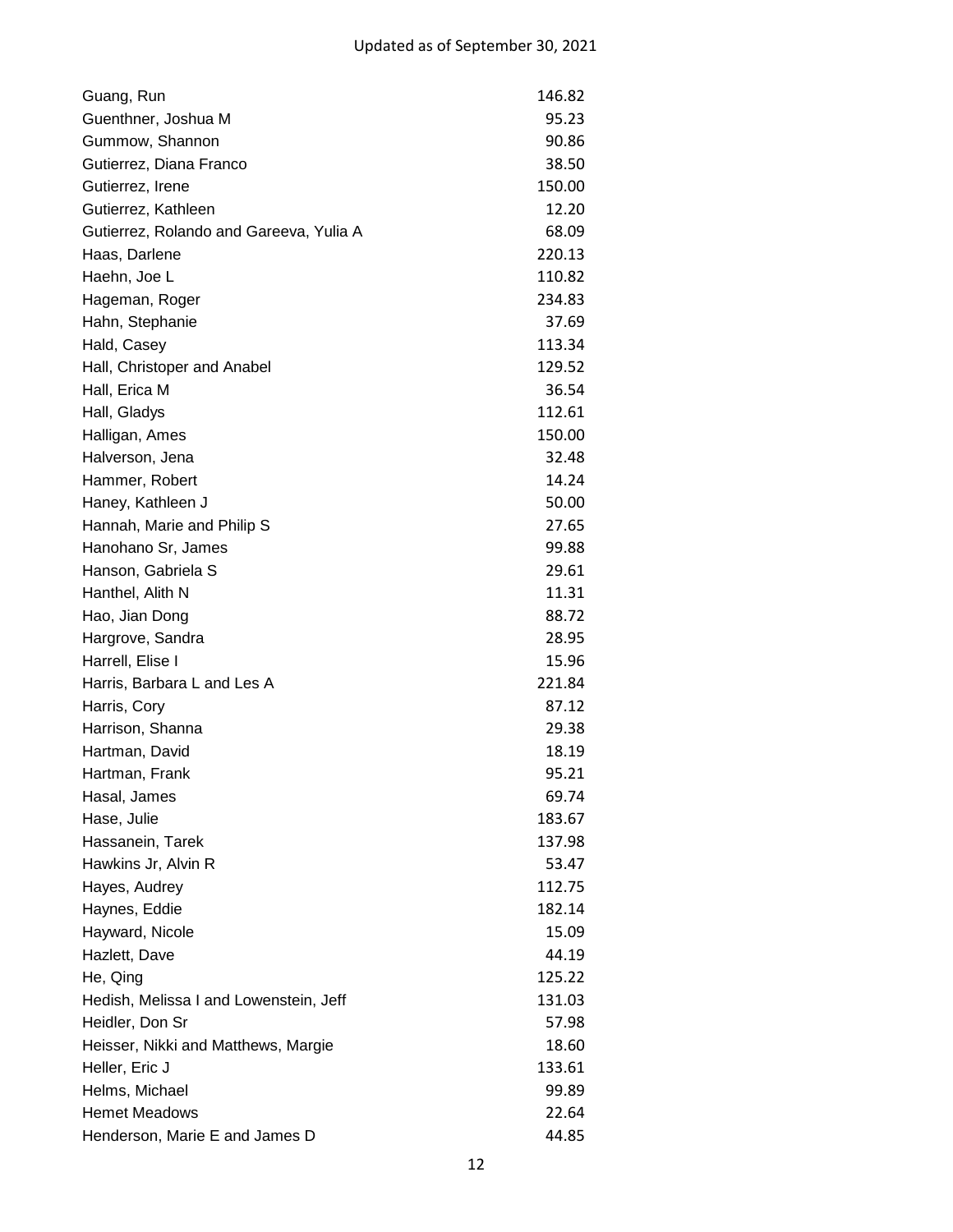Updated as of September 30, 2021

| | |
|---|---|
| Guang, Run | 146.82 |
| Guenthner, Joshua M | 95.23 |
| Gummow, Shannon | 90.86 |
| Gutierrez, Diana Franco | 38.50 |
| Gutierrez, Irene | 150.00 |
| Gutierrez, Kathleen | 12.20 |
| Gutierrez, Rolando and Gareeva, Yulia A | 68.09 |
| Haas, Darlene | 220.13 |
| Haehn, Joe L | 110.82 |
| Hageman, Roger | 234.83 |
| Hahn, Stephanie | 37.69 |
| Hald, Casey | 113.34 |
| Hall, Christoper and Anabel | 129.52 |
| Hall, Erica M | 36.54 |
| Hall, Gladys | 112.61 |
| Halligan, Ames | 150.00 |
| Halverson, Jena | 32.48 |
| Hammer, Robert | 14.24 |
| Haney, Kathleen J | 50.00 |
| Hannah, Marie and Philip S | 27.65 |
| Hanohano Sr, James | 99.88 |
| Hanson, Gabriela S | 29.61 |
| Hanthel, Alith N | 11.31 |
| Hao, Jian Dong | 88.72 |
| Hargrove, Sandra | 28.95 |
| Harrell, Elise I | 15.96 |
| Harris, Barbara L and Les A | 221.84 |
| Harris, Cory | 87.12 |
| Harrison, Shanna | 29.38 |
| Hartman, David | 18.19 |
| Hartman, Frank | 95.21 |
| Hasal, James | 69.74 |
| Hase, Julie | 183.67 |
| Hassanein, Tarek | 137.98 |
| Hawkins Jr, Alvin R | 53.47 |
| Hayes, Audrey | 112.75 |
| Haynes, Eddie | 182.14 |
| Hayward, Nicole | 15.09 |
| Hazlett, Dave | 44.19 |
| He, Qing | 125.22 |
| Hedish, Melissa I and Lowenstein, Jeff | 131.03 |
| Heidler, Don Sr | 57.98 |
| Heisser, Nikki and Matthews, Margie | 18.60 |
| Heller, Eric J | 133.61 |
| Helms, Michael | 99.89 |
| Hemet Meadows | 22.64 |
| Henderson, Marie E and James D | 44.85 |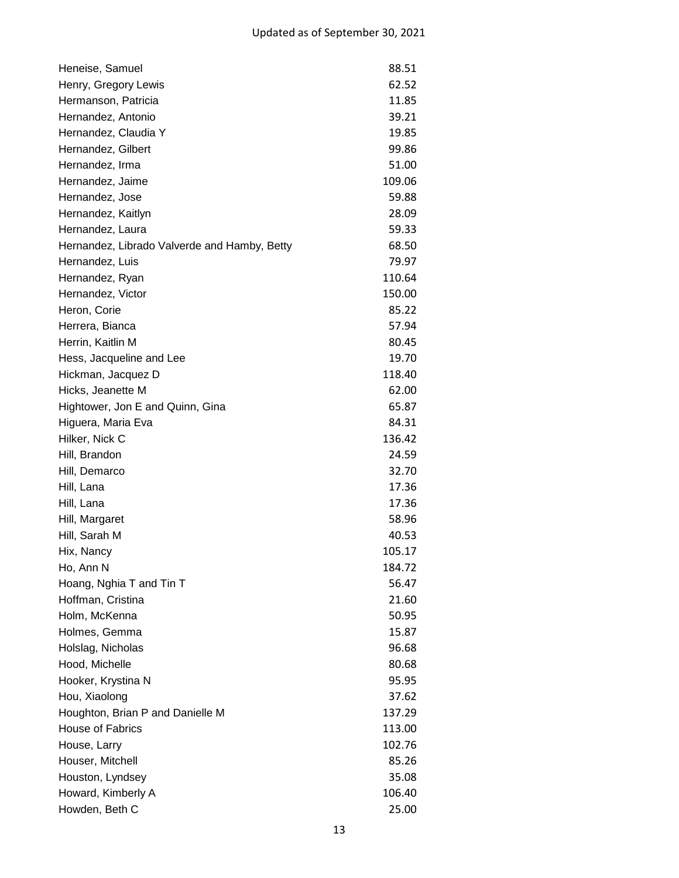| | |
|---|---|
| Heneise, Samuel | 88.51 |
| Henry, Gregory Lewis | 62.52 |
| Hermanson, Patricia | 11.85 |
| Hernandez, Antonio | 39.21 |
| Hernandez, Claudia Y | 19.85 |
| Hernandez, Gilbert | 99.86 |
| Hernandez, Irma | 51.00 |
| Hernandez, Jaime | 109.06 |
| Hernandez, Jose | 59.88 |
| Hernandez, Kaitlyn | 28.09 |
| Hernandez, Laura | 59.33 |
| Hernandez, Librado Valverde and Hamby, Betty | 68.50 |
| Hernandez, Luis | 79.97 |
| Hernandez, Ryan | 110.64 |
| Hernandez, Victor | 150.00 |
| Heron, Corie | 85.22 |
| Herrera, Bianca | 57.94 |
| Herrin, Kaitlin M | 80.45 |
| Hess, Jacqueline and Lee | 19.70 |
| Hickman, Jacquez D | 118.40 |
| Hicks, Jeanette M | 62.00 |
| Hightower, Jon E and Quinn, Gina | 65.87 |
| Higuera, Maria Eva | 84.31 |
| Hilker, Nick C | 136.42 |
| Hill, Brandon | 24.59 |
| Hill, Demarco | 32.70 |
| Hill, Lana | 17.36 |
| Hill, Lana | 17.36 |
| Hill, Margaret | 58.96 |
| Hill, Sarah M | 40.53 |
| Hix, Nancy | 105.17 |
| Ho, Ann N | 184.72 |
| Hoang, Nghia T and Tin T | 56.47 |
| Hoffman, Cristina | 21.60 |
| Holm, McKenna | 50.95 |
| Holmes, Gemma | 15.87 |
| Holslag, Nicholas | 96.68 |
| Hood, Michelle | 80.68 |
| Hooker, Krystina N | 95.95 |
| Hou, Xiaolong | 37.62 |
| Houghton, Brian P and Danielle M | 137.29 |
| House of Fabrics | 113.00 |
| House, Larry | 102.76 |
| Houser, Mitchell | 85.26 |
| Houston, Lyndsey | 35.08 |
| Howard, Kimberly A | 106.40 |
| Howden, Beth C | 25.00 |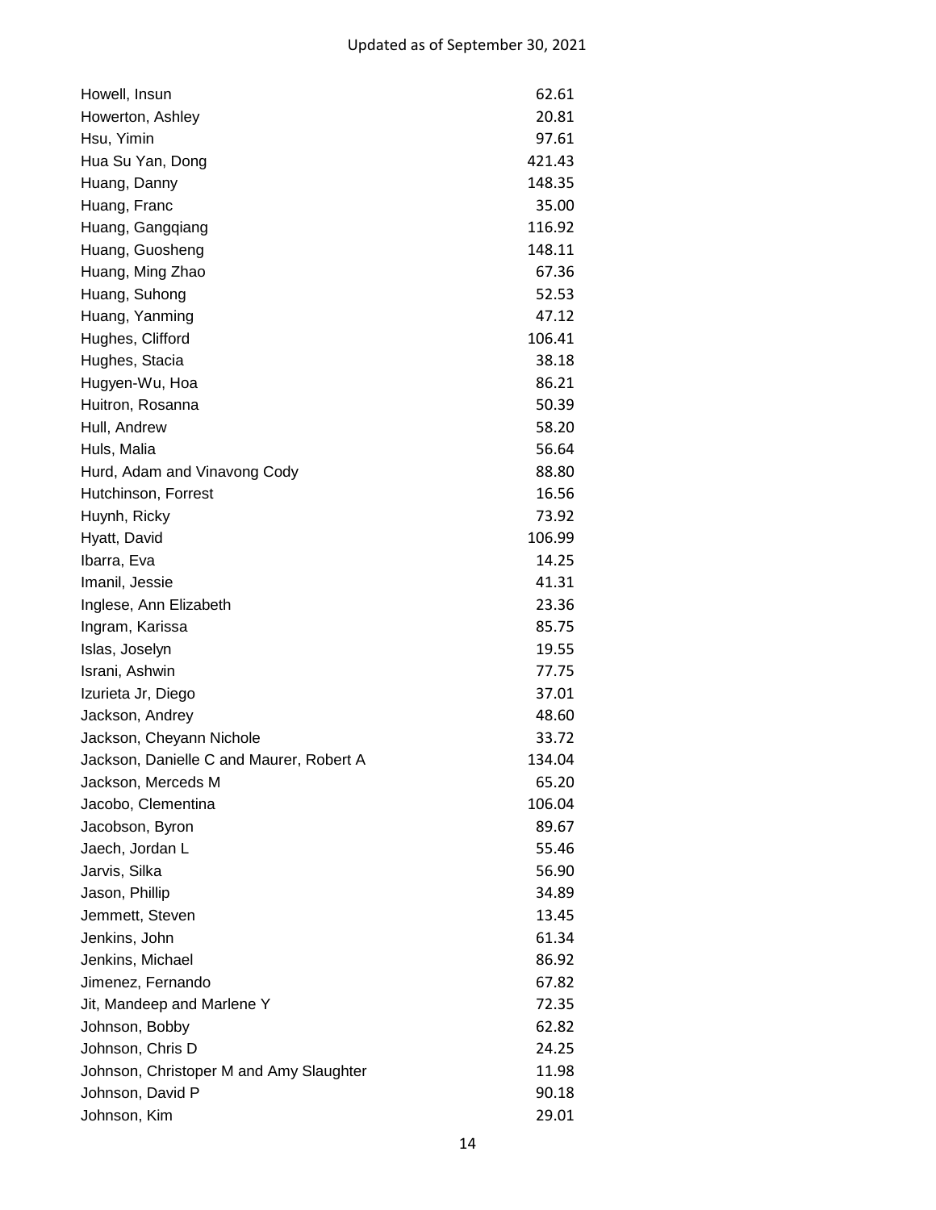| | |
|---|---|
| Howell, Insun | 62.61 |
| Howerton, Ashley | 20.81 |
| Hsu, Yimin | 97.61 |
| Hua Su Yan, Dong | 421.43 |
| Huang, Danny | 148.35 |
| Huang, Franc | 35.00 |
| Huang, Gangqiang | 116.92 |
| Huang, Guosheng | 148.11 |
| Huang, Ming Zhao | 67.36 |
| Huang, Suhong | 52.53 |
| Huang, Yanming | 47.12 |
| Hughes, Clifford | 106.41 |
| Hughes, Stacia | 38.18 |
| Hugyen-Wu, Hoa | 86.21 |
| Huitron, Rosanna | 50.39 |
| Hull, Andrew | 58.20 |
| Huls, Malia | 56.64 |
| Hurd, Adam and Vinavong Cody | 88.80 |
| Hutchinson, Forrest | 16.56 |
| Huynh, Ricky | 73.92 |
| Hyatt, David | 106.99 |
| Ibarra, Eva | 14.25 |
| Imanil, Jessie | 41.31 |
| Inglese, Ann Elizabeth | 23.36 |
| Ingram, Karissa | 85.75 |
| Islas, Joselyn | 19.55 |
| Israni, Ashwin | 77.75 |
| Izurieta Jr, Diego | 37.01 |
| Jackson, Andrey | 48.60 |
| Jackson, Cheyann Nichole | 33.72 |
| Jackson, Danielle C and Maurer, Robert A | 134.04 |
| Jackson, Merceds M | 65.20 |
| Jacobo, Clementina | 106.04 |
| Jacobson, Byron | 89.67 |
| Jaech, Jordan L | 55.46 |
| Jarvis, Silka | 56.90 |
| Jason, Phillip | 34.89 |
| Jemmett, Steven | 13.45 |
| Jenkins, John | 61.34 |
| Jenkins, Michael | 86.92 |
| Jimenez, Fernando | 67.82 |
| Jit, Mandeep and Marlene Y | 72.35 |
| Johnson, Bobby | 62.82 |
| Johnson, Chris D | 24.25 |
| Johnson, Christoper M and Amy Slaughter | 11.98 |
| Johnson, David P | 90.18 |
| Johnson, Kim | 29.01 |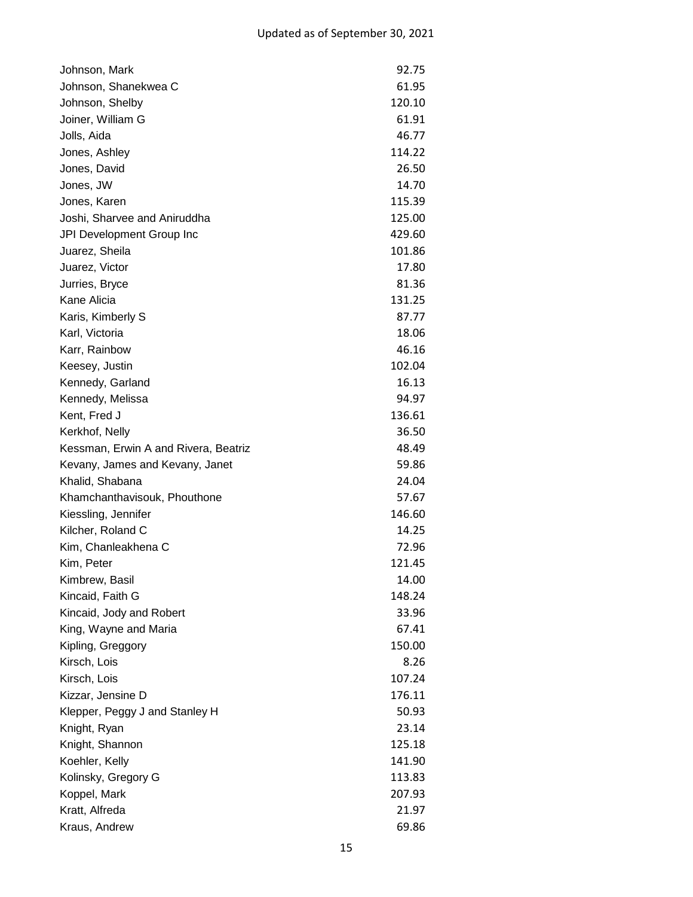Updated as of September 30, 2021

| Name | Amount |
|---|---|
| Johnson, Mark | 92.75 |
| Johnson, Shanekwea C | 61.95 |
| Johnson, Shelby | 120.10 |
| Joiner, William G | 61.91 |
| Jolls, Aida | 46.77 |
| Jones, Ashley | 114.22 |
| Jones, David | 26.50 |
| Jones, JW | 14.70 |
| Jones, Karen | 115.39 |
| Joshi, Sharvee and Aniruddha | 125.00 |
| JPI Development Group Inc | 429.60 |
| Juarez, Sheila | 101.86 |
| Juarez, Victor | 17.80 |
| Jurries, Bryce | 81.36 |
| Kane Alicia | 131.25 |
| Karis, Kimberly S | 87.77 |
| Karl, Victoria | 18.06 |
| Karr, Rainbow | 46.16 |
| Keesey, Justin | 102.04 |
| Kennedy, Garland | 16.13 |
| Kennedy, Melissa | 94.97 |
| Kent, Fred J | 136.61 |
| Kerkhof, Nelly | 36.50 |
| Kessman, Erwin A and Rivera, Beatriz | 48.49 |
| Kevany, James and Kevany, Janet | 59.86 |
| Khalid, Shabana | 24.04 |
| Khamchanthavisouk, Phouthone | 57.67 |
| Kiessling, Jennifer | 146.60 |
| Kilcher, Roland C | 14.25 |
| Kim, Chanleakhena C | 72.96 |
| Kim, Peter | 121.45 |
| Kimbrew, Basil | 14.00 |
| Kincaid, Faith G | 148.24 |
| Kincaid, Jody and Robert | 33.96 |
| King, Wayne and Maria | 67.41 |
| Kipling, Greggory | 150.00 |
| Kirsch, Lois | 8.26 |
| Kirsch, Lois | 107.24 |
| Kizzar, Jensine D | 176.11 |
| Klepper, Peggy J and Stanley H | 50.93 |
| Knight, Ryan | 23.14 |
| Knight, Shannon | 125.18 |
| Koehler, Kelly | 141.90 |
| Kolinsky, Gregory G | 113.83 |
| Koppel, Mark | 207.93 |
| Kratt, Alfreda | 21.97 |
| Kraus, Andrew | 69.86 |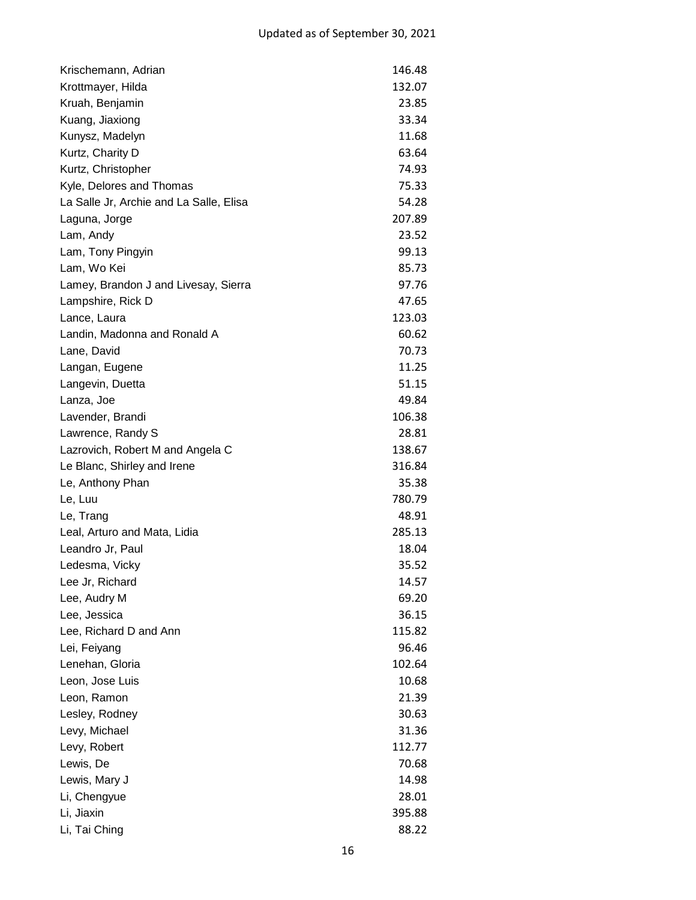Updated as of September 30, 2021

| | |
|---|---|
| Krischemann, Adrian | 146.48 |
| Krottmayer, Hilda | 132.07 |
| Kruah, Benjamin | 23.85 |
| Kuang, Jiaxiong | 33.34 |
| Kunysz, Madelyn | 11.68 |
| Kurtz, Charity D | 63.64 |
| Kurtz, Christopher | 74.93 |
| Kyle, Delores and Thomas | 75.33 |
| La Salle Jr, Archie and La Salle, Elisa | 54.28 |
| Laguna, Jorge | 207.89 |
| Lam, Andy | 23.52 |
| Lam, Tony Pingyin | 99.13 |
| Lam, Wo Kei | 85.73 |
| Lamey, Brandon J and Livesay, Sierra | 97.76 |
| Lampshire, Rick D | 47.65 |
| Lance, Laura | 123.03 |
| Landin, Madonna and Ronald A | 60.62 |
| Lane, David | 70.73 |
| Langan, Eugene | 11.25 |
| Langevin, Duetta | 51.15 |
| Lanza, Joe | 49.84 |
| Lavender, Brandi | 106.38 |
| Lawrence, Randy S | 28.81 |
| Lazrovich, Robert M and Angela C | 138.67 |
| Le Blanc, Shirley and Irene | 316.84 |
| Le, Anthony Phan | 35.38 |
| Le, Luu | 780.79 |
| Le, Trang | 48.91 |
| Leal, Arturo and Mata, Lidia | 285.13 |
| Leandro Jr, Paul | 18.04 |
| Ledesma, Vicky | 35.52 |
| Lee Jr, Richard | 14.57 |
| Lee, Audry M | 69.20 |
| Lee, Jessica | 36.15 |
| Lee, Richard D and Ann | 115.82 |
| Lei, Feiyang | 96.46 |
| Lenehan, Gloria | 102.64 |
| Leon, Jose Luis | 10.68 |
| Leon, Ramon | 21.39 |
| Lesley, Rodney | 30.63 |
| Levy, Michael | 31.36 |
| Levy, Robert | 112.77 |
| Lewis, De | 70.68 |
| Lewis, Mary J | 14.98 |
| Li, Chengyue | 28.01 |
| Li, Jiaxin | 395.88 |
| Li, Tai Ching | 88.22 |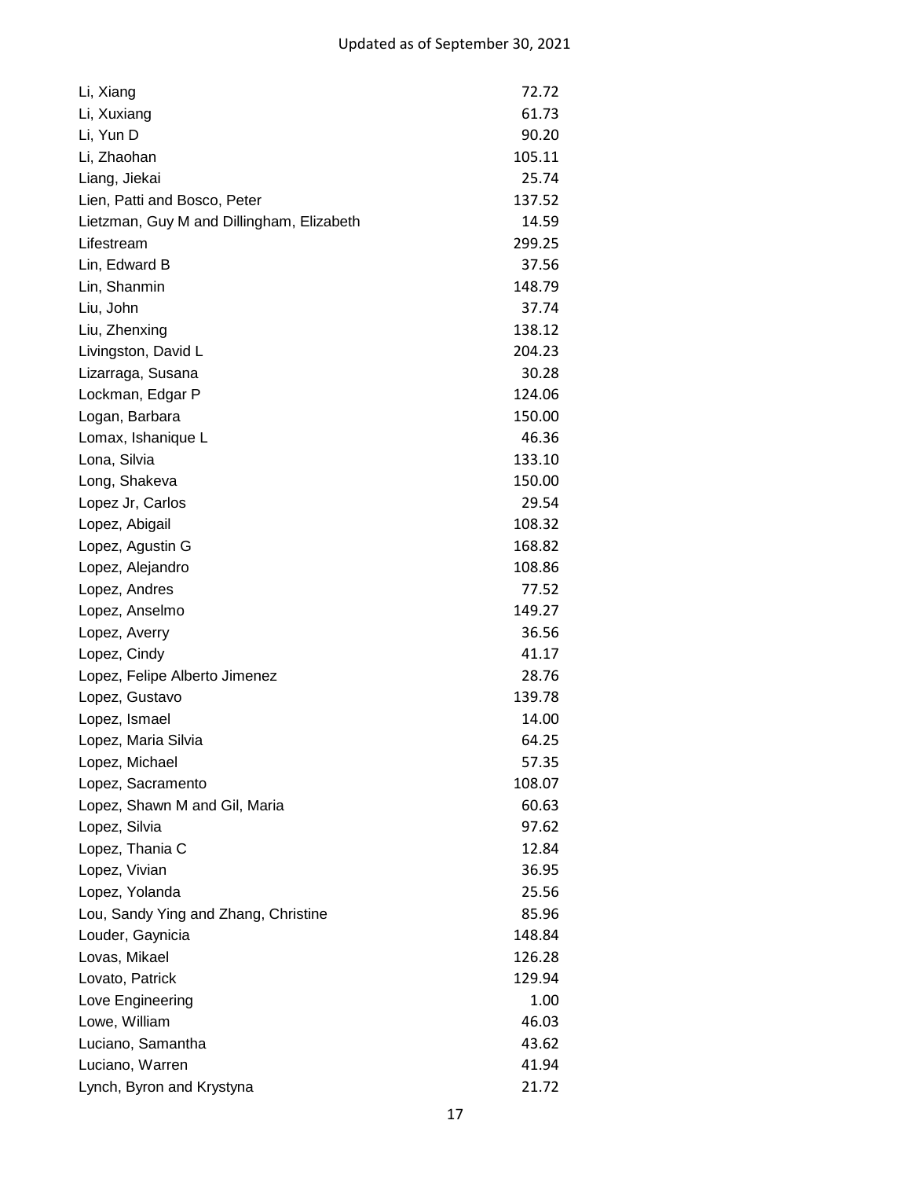| Name | Amount |
|---|---|
| Li, Xiang | 72.72 |
| Li, Xuxiang | 61.73 |
| Li, Yun D | 90.20 |
| Li, Zhaohan | 105.11 |
| Liang, Jiekai | 25.74 |
| Lien, Patti and Bosco, Peter | 137.52 |
| Lietzman, Guy M and Dillingham, Elizabeth | 14.59 |
| Lifestream | 299.25 |
| Lin, Edward B | 37.56 |
| Lin, Shanmin | 148.79 |
| Liu, John | 37.74 |
| Liu, Zhenxing | 138.12 |
| Livingston, David L | 204.23 |
| Lizarraga, Susana | 30.28 |
| Lockman, Edgar P | 124.06 |
| Logan, Barbara | 150.00 |
| Lomax, Ishanique L | 46.36 |
| Lona, Silvia | 133.10 |
| Long, Shakeva | 150.00 |
| Lopez Jr, Carlos | 29.54 |
| Lopez, Abigail | 108.32 |
| Lopez, Agustin G | 168.82 |
| Lopez, Alejandro | 108.86 |
| Lopez, Andres | 77.52 |
| Lopez, Anselmo | 149.27 |
| Lopez, Averry | 36.56 |
| Lopez, Cindy | 41.17 |
| Lopez, Felipe Alberto Jimenez | 28.76 |
| Lopez, Gustavo | 139.78 |
| Lopez, Ismael | 14.00 |
| Lopez, Maria Silvia | 64.25 |
| Lopez, Michael | 57.35 |
| Lopez, Sacramento | 108.07 |
| Lopez, Shawn M and Gil, Maria | 60.63 |
| Lopez, Silvia | 97.62 |
| Lopez, Thania C | 12.84 |
| Lopez, Vivian | 36.95 |
| Lopez, Yolanda | 25.56 |
| Lou, Sandy Ying and Zhang, Christine | 85.96 |
| Louder, Gaynicia | 148.84 |
| Lovas, Mikael | 126.28 |
| Lovato, Patrick | 129.94 |
| Love Engineering | 1.00 |
| Lowe, William | 46.03 |
| Luciano, Samantha | 43.62 |
| Luciano, Warren | 41.94 |
| Lynch, Byron and Krystyna | 21.72 |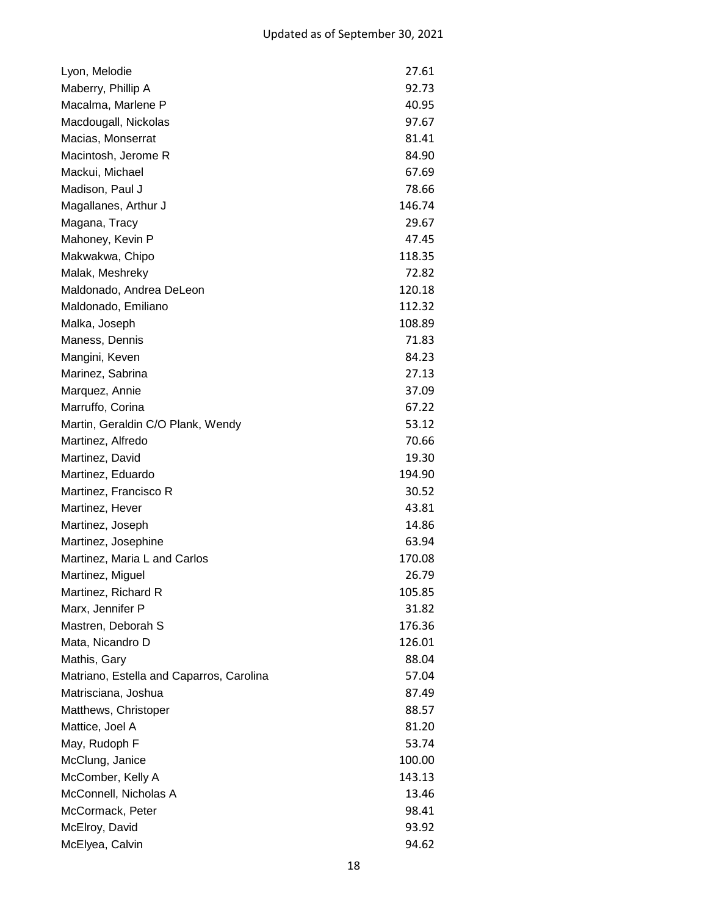| Name | Amount |
|---|---|
| Lyon, Melodie | 27.61 |
| Maberry, Phillip A | 92.73 |
| Macalma, Marlene P | 40.95 |
| Macdougall, Nickolas | 97.67 |
| Macias, Monserrat | 81.41 |
| Macintosh, Jerome R | 84.90 |
| Mackui, Michael | 67.69 |
| Madison, Paul J | 78.66 |
| Magallanes, Arthur J | 146.74 |
| Magana, Tracy | 29.67 |
| Mahoney, Kevin P | 47.45 |
| Makwakwa, Chipo | 118.35 |
| Malak, Meshreky | 72.82 |
| Maldonado, Andrea DeLeon | 120.18 |
| Maldonado, Emiliano | 112.32 |
| Malka, Joseph | 108.89 |
| Maness, Dennis | 71.83 |
| Mangini, Keven | 84.23 |
| Marinez, Sabrina | 27.13 |
| Marquez, Annie | 37.09 |
| Marruffo, Corina | 67.22 |
| Martin, Geraldin C/O Plank, Wendy | 53.12 |
| Martinez, Alfredo | 70.66 |
| Martinez, David | 19.30 |
| Martinez, Eduardo | 194.90 |
| Martinez, Francisco R | 30.52 |
| Martinez, Hever | 43.81 |
| Martinez, Joseph | 14.86 |
| Martinez, Josephine | 63.94 |
| Martinez, Maria L and Carlos | 170.08 |
| Martinez, Miguel | 26.79 |
| Martinez, Richard R | 105.85 |
| Marx, Jennifer P | 31.82 |
| Mastren, Deborah S | 176.36 |
| Mata, Nicandro D | 126.01 |
| Mathis, Gary | 88.04 |
| Matriano, Estella and Caparros, Carolina | 57.04 |
| Matrisciana, Joshua | 87.49 |
| Matthews, Christoper | 88.57 |
| Mattice, Joel A | 81.20 |
| May, Rudoph F | 53.74 |
| McClung, Janice | 100.00 |
| McComber, Kelly A | 143.13 |
| McConnell, Nicholas A | 13.46 |
| McCormack, Peter | 98.41 |
| McElroy, David | 93.92 |
| McElyea, Calvin | 94.62 |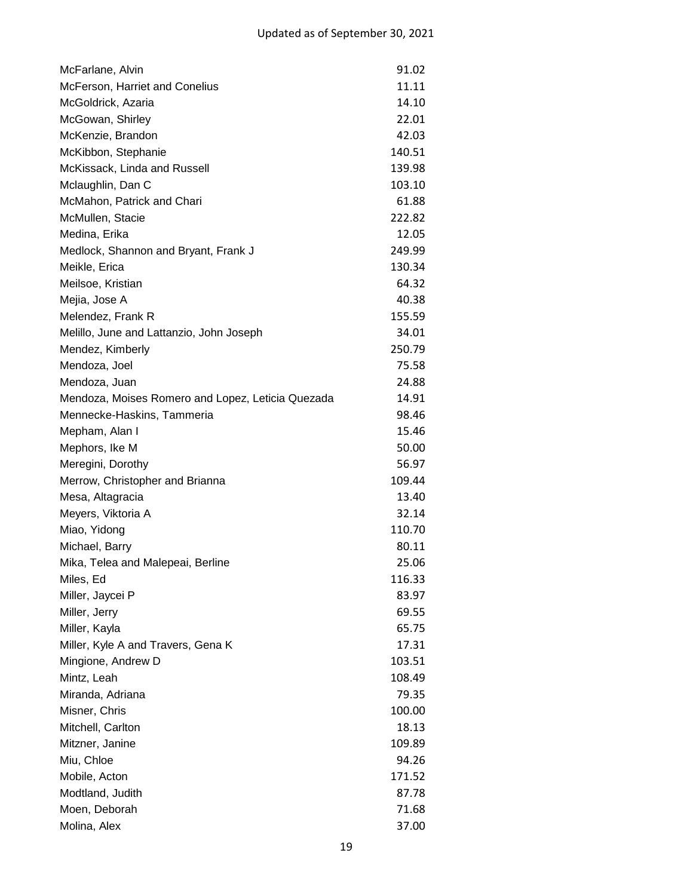Updated as of September 30, 2021

| | |
|---|---|
| McFarlane, Alvin | 91.02 |
| McFerson, Harriet and Conelius | 11.11 |
| McGoldrick, Azaria | 14.10 |
| McGowan, Shirley | 22.01 |
| McKenzie, Brandon | 42.03 |
| McKibbon, Stephanie | 140.51 |
| McKissack, Linda and Russell | 139.98 |
| Mclaughlin, Dan C | 103.10 |
| McMahon, Patrick and Chari | 61.88 |
| McMullen, Stacie | 222.82 |
| Medina, Erika | 12.05 |
| Medlock, Shannon and Bryant, Frank J | 249.99 |
| Meikle, Erica | 130.34 |
| Meilsoe, Kristian | 64.32 |
| Mejia, Jose A | 40.38 |
| Melendez, Frank R | 155.59 |
| Melillo, June and Lattanzio, John Joseph | 34.01 |
| Mendez, Kimberly | 250.79 |
| Mendoza, Joel | 75.58 |
| Mendoza, Juan | 24.88 |
| Mendoza, Moises Romero and Lopez, Leticia Quezada | 14.91 |
| Mennecke-Haskins, Tammeria | 98.46 |
| Mepham, Alan I | 15.46 |
| Mephors, Ike M | 50.00 |
| Meregini, Dorothy | 56.97 |
| Merrow, Christopher and Brianna | 109.44 |
| Mesa, Altagracia | 13.40 |
| Meyers, Viktoria A | 32.14 |
| Miao, Yidong | 110.70 |
| Michael, Barry | 80.11 |
| Mika, Telea and Malepeai, Berline | 25.06 |
| Miles, Ed | 116.33 |
| Miller, Jaycei P | 83.97 |
| Miller, Jerry | 69.55 |
| Miller, Kayla | 65.75 |
| Miller, Kyle A and Travers, Gena K | 17.31 |
| Mingione, Andrew D | 103.51 |
| Mintz, Leah | 108.49 |
| Miranda, Adriana | 79.35 |
| Misner, Chris | 100.00 |
| Mitchell, Carlton | 18.13 |
| Mitzner, Janine | 109.89 |
| Miu, Chloe | 94.26 |
| Mobile, Acton | 171.52 |
| Modtland, Judith | 87.78 |
| Moen, Deborah | 71.68 |
| Molina, Alex | 37.00 |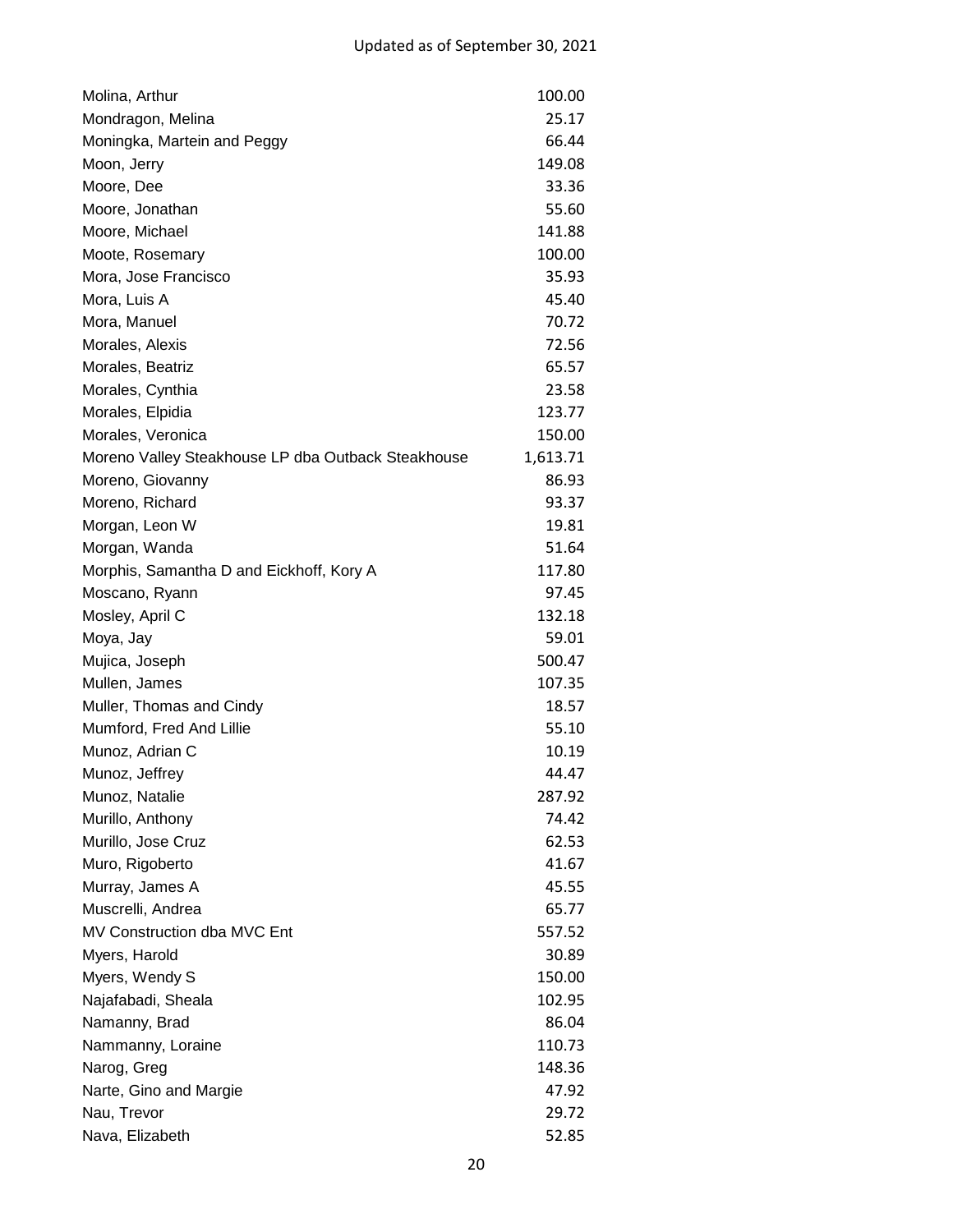Updated as of September 30, 2021

| | |
|---|---|
| Molina, Arthur | 100.00 |
| Mondragon, Melina | 25.17 |
| Moningka, Martein and Peggy | 66.44 |
| Moon, Jerry | 149.08 |
| Moore, Dee | 33.36 |
| Moore, Jonathan | 55.60 |
| Moore, Michael | 141.88 |
| Moote, Rosemary | 100.00 |
| Mora, Jose Francisco | 35.93 |
| Mora, Luis A | 45.40 |
| Mora, Manuel | 70.72 |
| Morales, Alexis | 72.56 |
| Morales, Beatriz | 65.57 |
| Morales, Cynthia | 23.58 |
| Morales, Elpidia | 123.77 |
| Morales, Veronica | 150.00 |
| Moreno Valley Steakhouse LP dba Outback Steakhouse | 1,613.71 |
| Moreno, Giovanny | 86.93 |
| Moreno, Richard | 93.37 |
| Morgan, Leon W | 19.81 |
| Morgan, Wanda | 51.64 |
| Morphis, Samantha D and Eickhoff, Kory A | 117.80 |
| Moscano, Ryann | 97.45 |
| Mosley, April C | 132.18 |
| Moya, Jay | 59.01 |
| Mujica, Joseph | 500.47 |
| Mullen, James | 107.35 |
| Muller, Thomas and Cindy | 18.57 |
| Mumford, Fred And Lillie | 55.10 |
| Munoz, Adrian C | 10.19 |
| Munoz, Jeffrey | 44.47 |
| Munoz, Natalie | 287.92 |
| Murillo, Anthony | 74.42 |
| Murillo, Jose Cruz | 62.53 |
| Muro, Rigoberto | 41.67 |
| Murray, James A | 45.55 |
| Muscrelli, Andrea | 65.77 |
| MV Construction dba MVC Ent | 557.52 |
| Myers, Harold | 30.89 |
| Myers, Wendy S | 150.00 |
| Najafabadi, Sheala | 102.95 |
| Namanny, Brad | 86.04 |
| Nammanny, Loraine | 110.73 |
| Narog, Greg | 148.36 |
| Narte, Gino and Margie | 47.92 |
| Nau, Trevor | 29.72 |
| Nava, Elizabeth | 52.85 |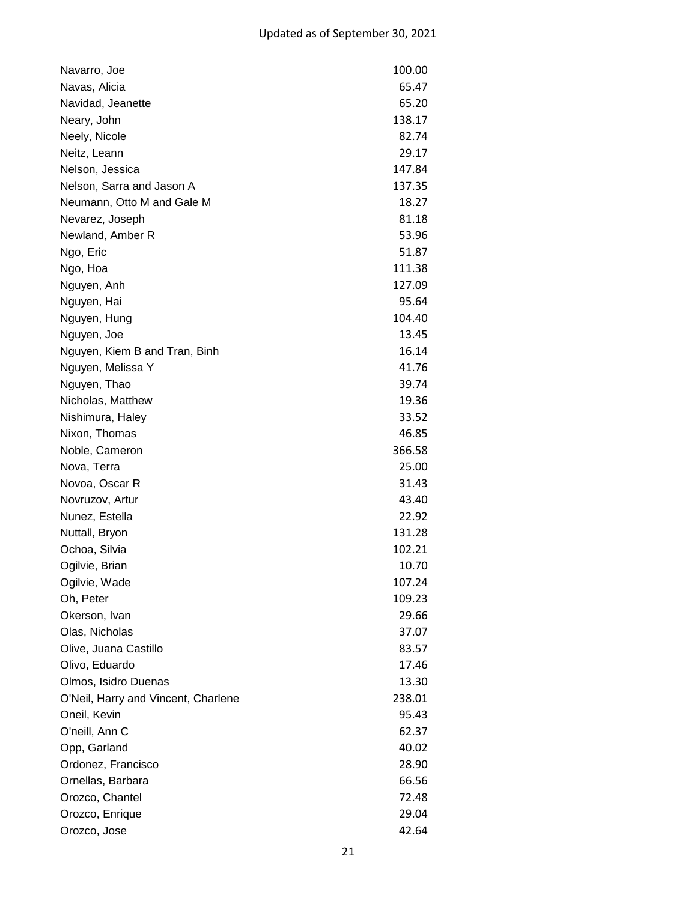Updated as of September 30, 2021

| | |
|---|---|
| Navarro, Joe | 100.00 |
| Navas, Alicia | 65.47 |
| Navidad, Jeanette | 65.20 |
| Neary, John | 138.17 |
| Neely, Nicole | 82.74 |
| Neitz, Leann | 29.17 |
| Nelson, Jessica | 147.84 |
| Nelson, Sarra and Jason A | 137.35 |
| Neumann, Otto M and Gale M | 18.27 |
| Nevarez, Joseph | 81.18 |
| Newland, Amber R | 53.96 |
| Ngo, Eric | 51.87 |
| Ngo, Hoa | 111.38 |
| Nguyen, Anh | 127.09 |
| Nguyen, Hai | 95.64 |
| Nguyen, Hung | 104.40 |
| Nguyen, Joe | 13.45 |
| Nguyen, Kiem B and Tran, Binh | 16.14 |
| Nguyen, Melissa Y | 41.76 |
| Nguyen, Thao | 39.74 |
| Nicholas, Matthew | 19.36 |
| Nishimura, Haley | 33.52 |
| Nixon, Thomas | 46.85 |
| Noble, Cameron | 366.58 |
| Nova, Terra | 25.00 |
| Novoa, Oscar R | 31.43 |
| Novruzov, Artur | 43.40 |
| Nunez, Estella | 22.92 |
| Nuttall, Bryon | 131.28 |
| Ochoa, Silvia | 102.21 |
| Ogilvie, Brian | 10.70 |
| Ogilvie, Wade | 107.24 |
| Oh, Peter | 109.23 |
| Okerson, Ivan | 29.66 |
| Olas, Nicholas | 37.07 |
| Olive, Juana Castillo | 83.57 |
| Olivo, Eduardo | 17.46 |
| Olmos, Isidro Duenas | 13.30 |
| O'Neil, Harry and Vincent, Charlene | 238.01 |
| Oneil, Kevin | 95.43 |
| O'neill, Ann C | 62.37 |
| Opp, Garland | 40.02 |
| Ordonez, Francisco | 28.90 |
| Ornellas, Barbara | 66.56 |
| Orozco, Chantel | 72.48 |
| Orozco, Enrique | 29.04 |
| Orozco, Jose | 42.64 |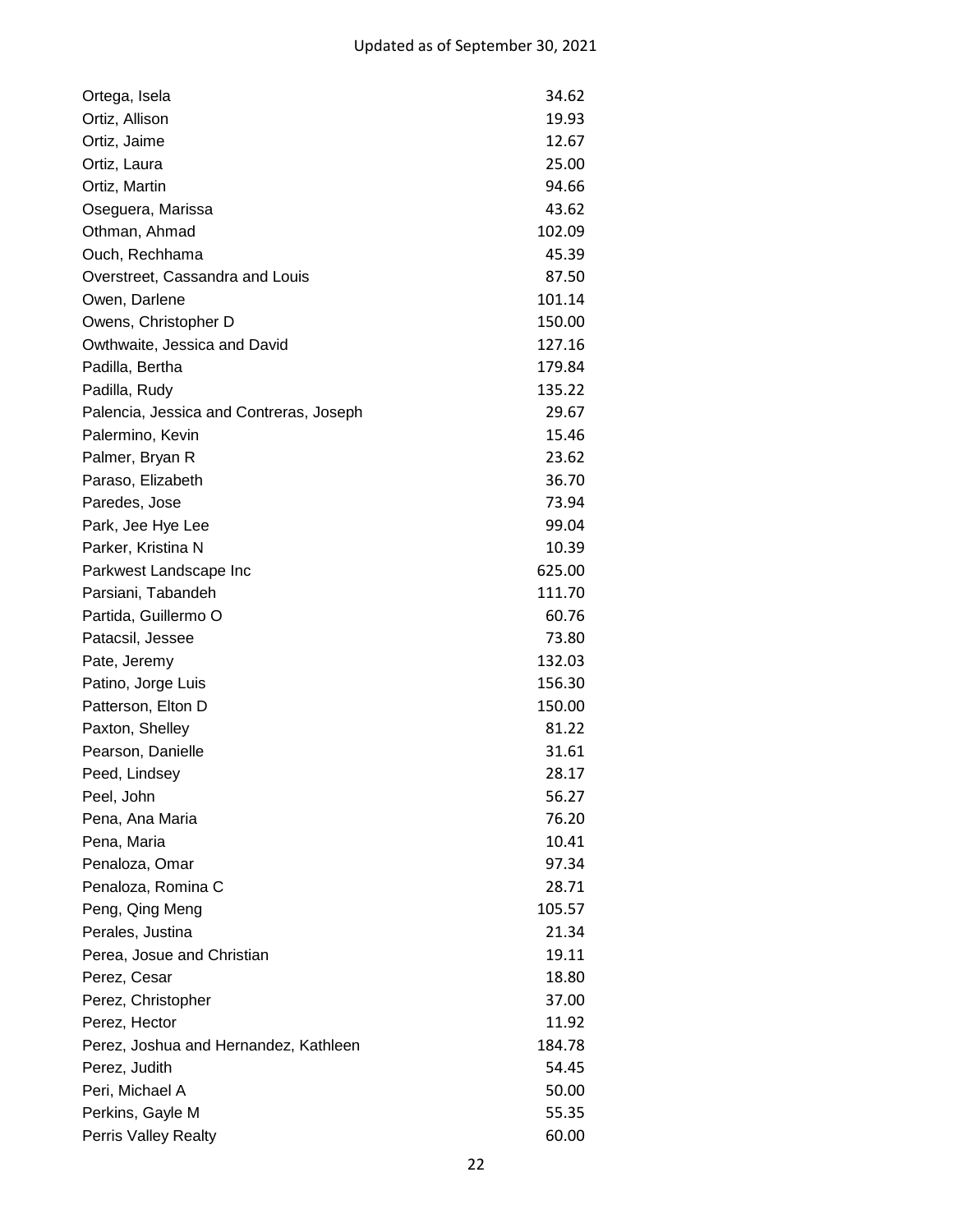Updated as of September 30, 2021

| | |
|---|---|
| Ortega, Isela | 34.62 |
| Ortiz, Allison | 19.93 |
| Ortiz, Jaime | 12.67 |
| Ortiz, Laura | 25.00 |
| Ortiz, Martin | 94.66 |
| Oseguera, Marissa | 43.62 |
| Othman, Ahmad | 102.09 |
| Ouch, Rechhama | 45.39 |
| Overstreet, Cassandra and Louis | 87.50 |
| Owen, Darlene | 101.14 |
| Owens, Christopher D | 150.00 |
| Owthwaite, Jessica and David | 127.16 |
| Padilla, Bertha | 179.84 |
| Padilla, Rudy | 135.22 |
| Palencia, Jessica and Contreras, Joseph | 29.67 |
| Palermino, Kevin | 15.46 |
| Palmer, Bryan R | 23.62 |
| Paraso, Elizabeth | 36.70 |
| Paredes, Jose | 73.94 |
| Park, Jee Hye Lee | 99.04 |
| Parker, Kristina N | 10.39 |
| Parkwest Landscape Inc | 625.00 |
| Parsiani, Tabandeh | 111.70 |
| Partida, Guillermo O | 60.76 |
| Patacsil, Jessee | 73.80 |
| Pate, Jeremy | 132.03 |
| Patino, Jorge Luis | 156.30 |
| Patterson, Elton D | 150.00 |
| Paxton, Shelley | 81.22 |
| Pearson, Danielle | 31.61 |
| Peed, Lindsey | 28.17 |
| Peel, John | 56.27 |
| Pena, Ana Maria | 76.20 |
| Pena, Maria | 10.41 |
| Penaloza, Omar | 97.34 |
| Penaloza, Romina C | 28.71 |
| Peng, Qing Meng | 105.57 |
| Perales, Justina | 21.34 |
| Perea, Josue and Christian | 19.11 |
| Perez, Cesar | 18.80 |
| Perez, Christopher | 37.00 |
| Perez, Hector | 11.92 |
| Perez, Joshua and Hernandez, Kathleen | 184.78 |
| Perez, Judith | 54.45 |
| Peri, Michael A | 50.00 |
| Perkins, Gayle M | 55.35 |
| Perris Valley Realty | 60.00 |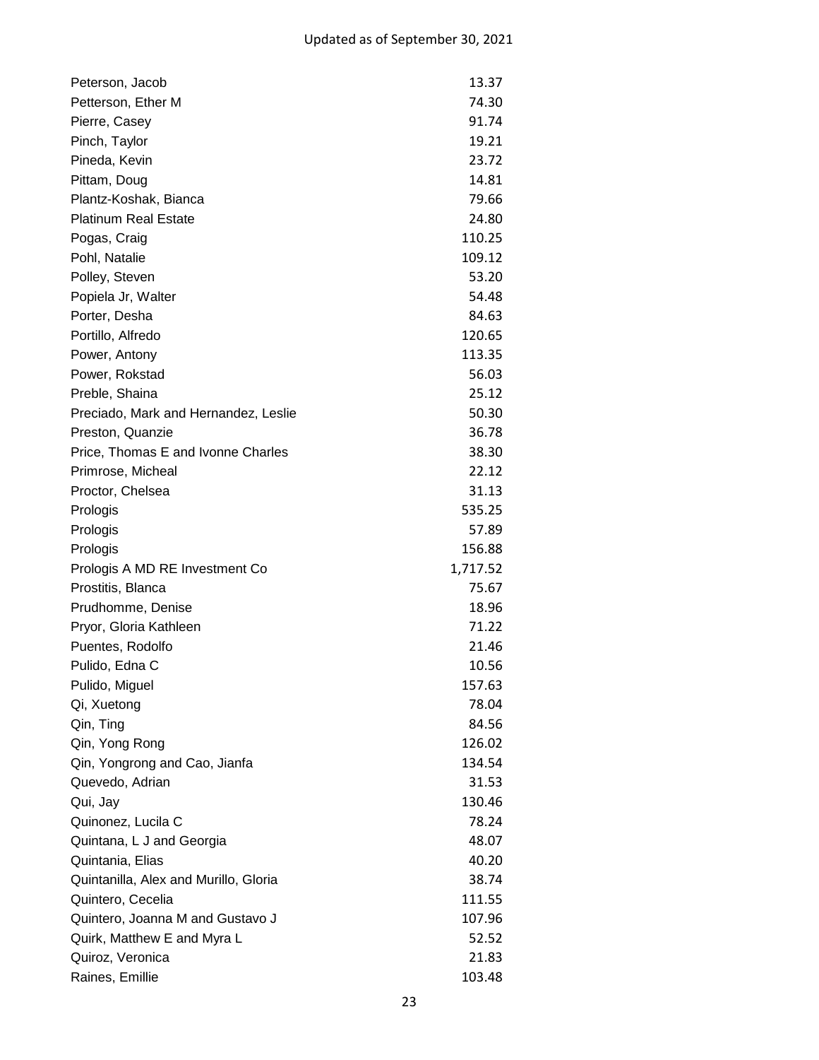Updated as of September 30, 2021

| | |
|---|---|
| Peterson, Jacob | 13.37 |
| Petterson, Ether M | 74.30 |
| Pierre, Casey | 91.74 |
| Pinch, Taylor | 19.21 |
| Pineda, Kevin | 23.72 |
| Pittam, Doug | 14.81 |
| Plantz-Koshak, Bianca | 79.66 |
| Platinum Real Estate | 24.80 |
| Pogas, Craig | 110.25 |
| Pohl, Natalie | 109.12 |
| Polley, Steven | 53.20 |
| Popiela Jr, Walter | 54.48 |
| Porter, Desha | 84.63 |
| Portillo, Alfredo | 120.65 |
| Power, Antony | 113.35 |
| Power, Rokstad | 56.03 |
| Preble, Shaina | 25.12 |
| Preciado, Mark and Hernandez, Leslie | 50.30 |
| Preston, Quanzie | 36.78 |
| Price, Thomas E and Ivonne Charles | 38.30 |
| Primrose, Micheal | 22.12 |
| Proctor, Chelsea | 31.13 |
| Prologis | 535.25 |
| Prologis | 57.89 |
| Prologis | 156.88 |
| Prologis A MD RE Investment Co | 1,717.52 |
| Prostitis, Blanca | 75.67 |
| Prudhomme, Denise | 18.96 |
| Pryor, Gloria Kathleen | 71.22 |
| Puentes, Rodolfo | 21.46 |
| Pulido, Edna C | 10.56 |
| Pulido, Miguel | 157.63 |
| Qi, Xuetong | 78.04 |
| Qin, Ting | 84.56 |
| Qin, Yong Rong | 126.02 |
| Qin, Yongrong and Cao, Jianfa | 134.54 |
| Quevedo, Adrian | 31.53 |
| Qui, Jay | 130.46 |
| Quinonez, Lucila C | 78.24 |
| Quintana, L J and Georgia | 48.07 |
| Quintania, Elias | 40.20 |
| Quintanilla, Alex and Murillo, Gloria | 38.74 |
| Quintero, Cecelia | 111.55 |
| Quintero, Joanna M and Gustavo J | 107.96 |
| Quirk, Matthew E and Myra L | 52.52 |
| Quiroz, Veronica | 21.83 |
| Raines, Emillie | 103.48 |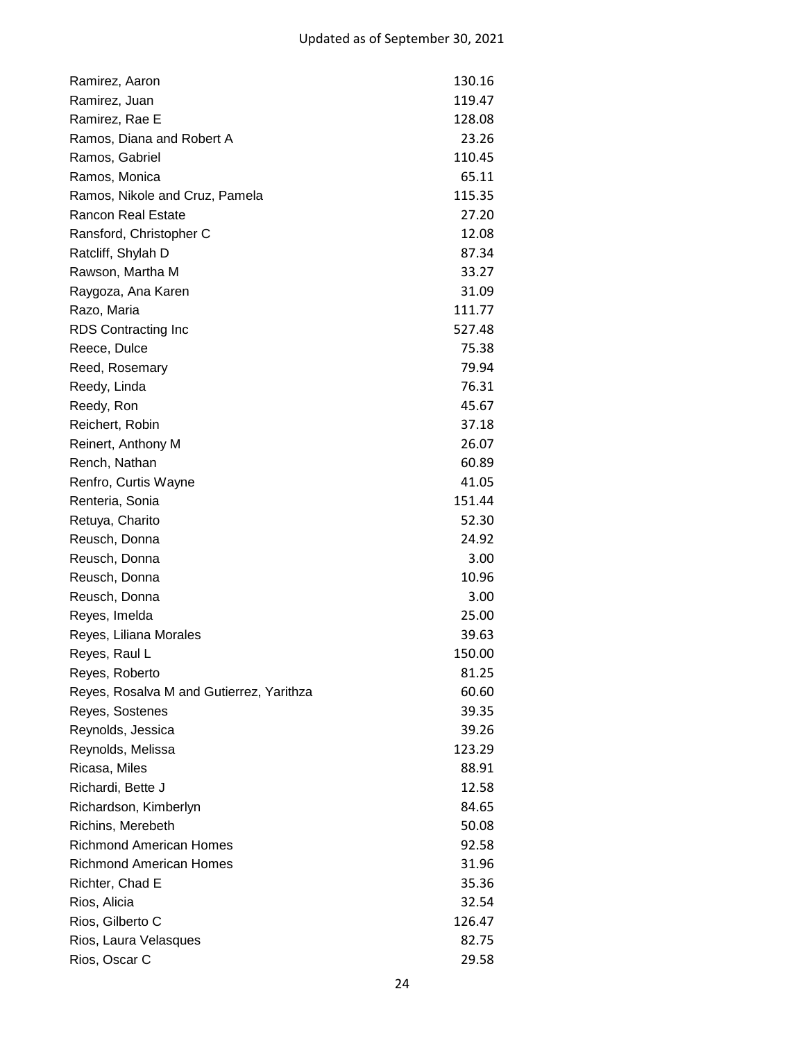Updated as of September 30, 2021

| | |
|---|---|
| Ramirez, Aaron | 130.16 |
| Ramirez, Juan | 119.47 |
| Ramirez, Rae E | 128.08 |
| Ramos, Diana and Robert A | 23.26 |
| Ramos, Gabriel | 110.45 |
| Ramos, Monica | 65.11 |
| Ramos, Nikole and Cruz, Pamela | 115.35 |
| Rancon Real Estate | 27.20 |
| Ransford, Christopher C | 12.08 |
| Ratcliff, Shylah D | 87.34 |
| Rawson, Martha M | 33.27 |
| Raygoza, Ana Karen | 31.09 |
| Razo, Maria | 111.77 |
| RDS Contracting Inc | 527.48 |
| Reece, Dulce | 75.38 |
| Reed, Rosemary | 79.94 |
| Reedy, Linda | 76.31 |
| Reedy, Ron | 45.67 |
| Reichert, Robin | 37.18 |
| Reinert, Anthony M | 26.07 |
| Rench, Nathan | 60.89 |
| Renfro, Curtis Wayne | 41.05 |
| Renteria, Sonia | 151.44 |
| Retuya, Charito | 52.30 |
| Reusch, Donna | 24.92 |
| Reusch, Donna | 3.00 |
| Reusch, Donna | 10.96 |
| Reusch, Donna | 3.00 |
| Reyes, Imelda | 25.00 |
| Reyes, Liliana Morales | 39.63 |
| Reyes, Raul L | 150.00 |
| Reyes, Roberto | 81.25 |
| Reyes, Rosalva M and Gutierrez, Yarithza | 60.60 |
| Reyes, Sostenes | 39.35 |
| Reynolds, Jessica | 39.26 |
| Reynolds, Melissa | 123.29 |
| Ricasa, Miles | 88.91 |
| Richardi, Bette J | 12.58 |
| Richardson, Kimberlyn | 84.65 |
| Richins, Merebeth | 50.08 |
| Richmond American Homes | 92.58 |
| Richmond American Homes | 31.96 |
| Richter, Chad E | 35.36 |
| Rios, Alicia | 32.54 |
| Rios, Gilberto C | 126.47 |
| Rios, Laura Velasques | 82.75 |
| Rios, Oscar C | 29.58 |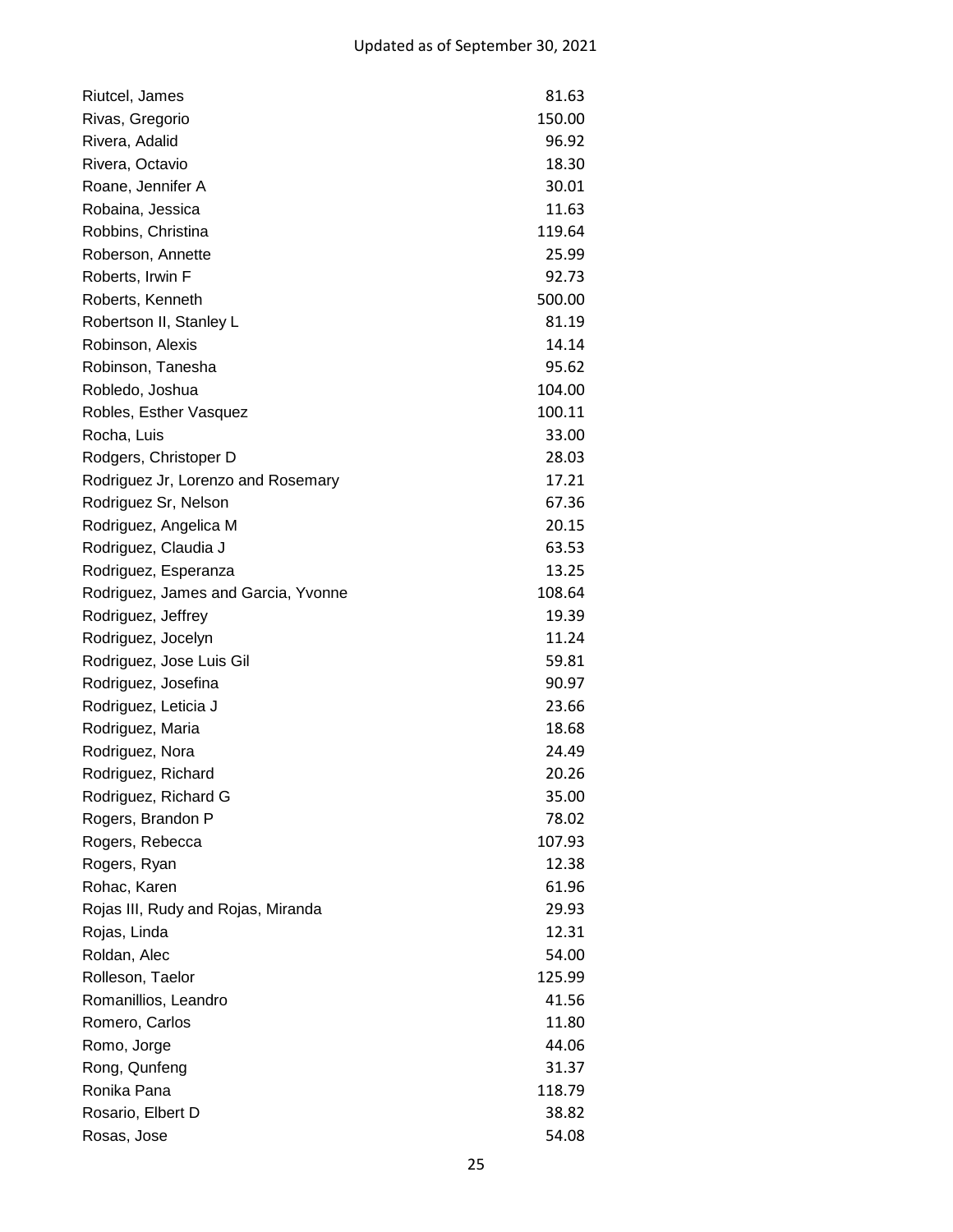| Name | Amount |
|---|---|
| Riutcel, James | 81.63 |
| Rivas, Gregorio | 150.00 |
| Rivera, Adalid | 96.92 |
| Rivera, Octavio | 18.30 |
| Roane, Jennifer A | 30.01 |
| Robaina, Jessica | 11.63 |
| Robbins, Christina | 119.64 |
| Roberson, Annette | 25.99 |
| Roberts, Irwin F | 92.73 |
| Roberts, Kenneth | 500.00 |
| Robertson II, Stanley L | 81.19 |
| Robinson, Alexis | 14.14 |
| Robinson, Tanesha | 95.62 |
| Robledo, Joshua | 104.00 |
| Robles, Esther Vasquez | 100.11 |
| Rocha, Luis | 33.00 |
| Rodgers, Christoper D | 28.03 |
| Rodriguez Jr, Lorenzo and Rosemary | 17.21 |
| Rodriguez Sr, Nelson | 67.36 |
| Rodriguez, Angelica M | 20.15 |
| Rodriguez, Claudia J | 63.53 |
| Rodriguez, Esperanza | 13.25 |
| Rodriguez, James and Garcia, Yvonne | 108.64 |
| Rodriguez, Jeffrey | 19.39 |
| Rodriguez, Jocelyn | 11.24 |
| Rodriguez, Jose Luis Gil | 59.81 |
| Rodriguez, Josefina | 90.97 |
| Rodriguez, Leticia J | 23.66 |
| Rodriguez, Maria | 18.68 |
| Rodriguez, Nora | 24.49 |
| Rodriguez, Richard | 20.26 |
| Rodriguez, Richard G | 35.00 |
| Rogers, Brandon P | 78.02 |
| Rogers, Rebecca | 107.93 |
| Rogers, Ryan | 12.38 |
| Rohac, Karen | 61.96 |
| Rojas III, Rudy and Rojas, Miranda | 29.93 |
| Rojas, Linda | 12.31 |
| Roldan, Alec | 54.00 |
| Rolleson, Taelor | 125.99 |
| Romanillios, Leandro | 41.56 |
| Romero, Carlos | 11.80 |
| Romo, Jorge | 44.06 |
| Rong, Qunfeng | 31.37 |
| Ronika Pana | 118.79 |
| Rosario, Elbert D | 38.82 |
| Rosas, Jose | 54.08 |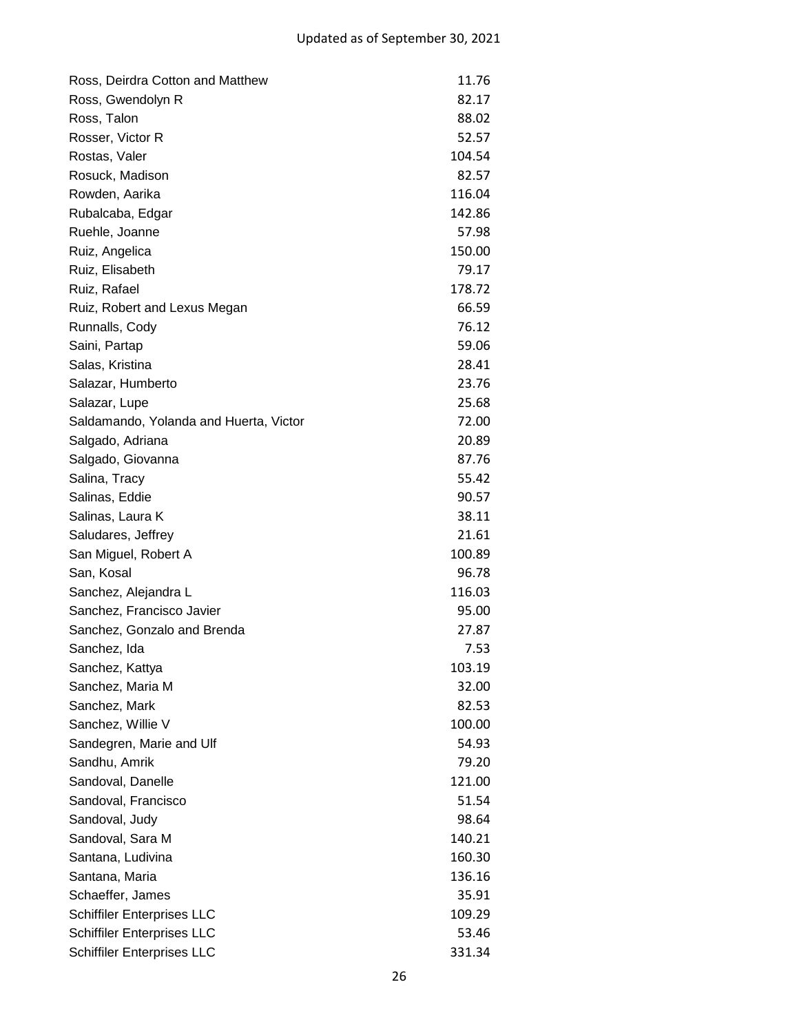| | |
|---|---|
| Ross, Deirdra Cotton and Matthew | 11.76 |
| Ross, Gwendolyn R | 82.17 |
| Ross, Talon | 88.02 |
| Rosser, Victor R | 52.57 |
| Rostas, Valer | 104.54 |
| Rosuck, Madison | 82.57 |
| Rowden, Aarika | 116.04 |
| Rubalcaba, Edgar | 142.86 |
| Ruehle, Joanne | 57.98 |
| Ruiz, Angelica | 150.00 |
| Ruiz, Elisabeth | 79.17 |
| Ruiz, Rafael | 178.72 |
| Ruiz, Robert and Lexus Megan | 66.59 |
| Runnalls, Cody | 76.12 |
| Saini, Partap | 59.06 |
| Salas, Kristina | 28.41 |
| Salazar, Humberto | 23.76 |
| Salazar, Lupe | 25.68 |
| Saldamando, Yolanda and Huerta, Victor | 72.00 |
| Salgado, Adriana | 20.89 |
| Salgado, Giovanna | 87.76 |
| Salina, Tracy | 55.42 |
| Salinas, Eddie | 90.57 |
| Salinas, Laura K | 38.11 |
| Saludares, Jeffrey | 21.61 |
| San Miguel, Robert A | 100.89 |
| San, Kosal | 96.78 |
| Sanchez, Alejandra L | 116.03 |
| Sanchez, Francisco Javier | 95.00 |
| Sanchez, Gonzalo and Brenda | 27.87 |
| Sanchez, Ida | 7.53 |
| Sanchez, Kattya | 103.19 |
| Sanchez, Maria M | 32.00 |
| Sanchez, Mark | 82.53 |
| Sanchez, Willie V | 100.00 |
| Sandegren, Marie and Ulf | 54.93 |
| Sandhu, Amrik | 79.20 |
| Sandoval, Danelle | 121.00 |
| Sandoval, Francisco | 51.54 |
| Sandoval, Judy | 98.64 |
| Sandoval, Sara M | 140.21 |
| Santana, Ludivina | 160.30 |
| Santana, Maria | 136.16 |
| Schaeffer, James | 35.91 |
| Schiffiler Enterprises LLC | 109.29 |
| Schiffiler Enterprises LLC | 53.46 |
| Schiffiler Enterprises LLC | 331.34 |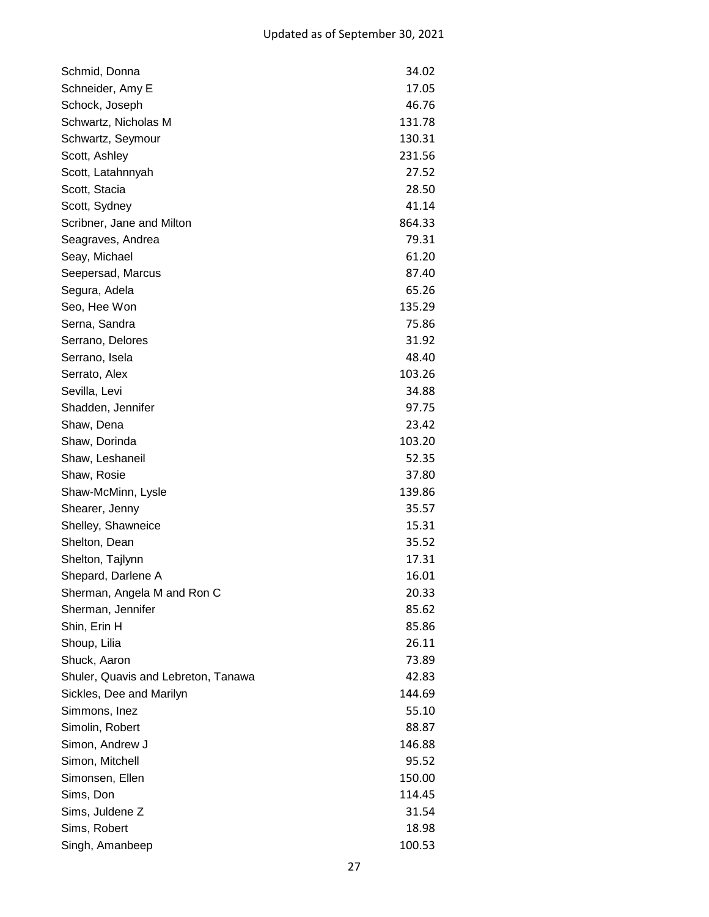| | |
|---|---|
| Schmid, Donna | 34.02 |
| Schneider, Amy E | 17.05 |
| Schock, Joseph | 46.76 |
| Schwartz, Nicholas M | 131.78 |
| Schwartz, Seymour | 130.31 |
| Scott, Ashley | 231.56 |
| Scott, Latahnnyah | 27.52 |
| Scott, Stacia | 28.50 |
| Scott, Sydney | 41.14 |
| Scribner, Jane and Milton | 864.33 |
| Seagraves, Andrea | 79.31 |
| Seay, Michael | 61.20 |
| Seepersad, Marcus | 87.40 |
| Segura, Adela | 65.26 |
| Seo, Hee Won | 135.29 |
| Serna, Sandra | 75.86 |
| Serrano, Delores | 31.92 |
| Serrano, Isela | 48.40 |
| Serrato, Alex | 103.26 |
| Sevilla, Levi | 34.88 |
| Shadden, Jennifer | 97.75 |
| Shaw, Dena | 23.42 |
| Shaw, Dorinda | 103.20 |
| Shaw, Leshaneil | 52.35 |
| Shaw, Rosie | 37.80 |
| Shaw-McMinn, Lysle | 139.86 |
| Shearer, Jenny | 35.57 |
| Shelley, Shawneice | 15.31 |
| Shelton, Dean | 35.52 |
| Shelton, Tajlynn | 17.31 |
| Shepard, Darlene A | 16.01 |
| Sherman, Angela M and Ron C | 20.33 |
| Sherman, Jennifer | 85.62 |
| Shin, Erin H | 85.86 |
| Shoup, Lilia | 26.11 |
| Shuck, Aaron | 73.89 |
| Shuler, Quavis and Lebreton, Tanawa | 42.83 |
| Sickles, Dee and Marilyn | 144.69 |
| Simmons, Inez | 55.10 |
| Simolin, Robert | 88.87 |
| Simon, Andrew J | 146.88 |
| Simon, Mitchell | 95.52 |
| Simonsen, Ellen | 150.00 |
| Sims, Don | 114.45 |
| Sims, Juldene Z | 31.54 |
| Sims, Robert | 18.98 |
| Singh, Amanbeep | 100.53 |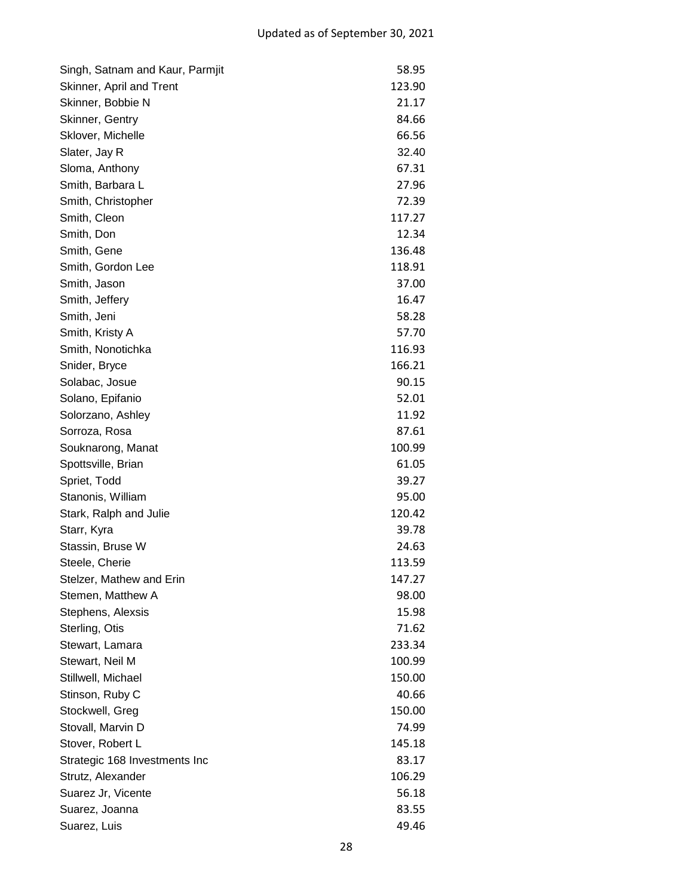| | |
|---|---|
| Singh, Satnam and Kaur, Parmjit | 58.95 |
| Skinner, April and Trent | 123.90 |
| Skinner, Bobbie N | 21.17 |
| Skinner, Gentry | 84.66 |
| Sklover, Michelle | 66.56 |
| Slater, Jay R | 32.40 |
| Sloma, Anthony | 67.31 |
| Smith, Barbara L | 27.96 |
| Smith, Christopher | 72.39 |
| Smith, Cleon | 117.27 |
| Smith, Don | 12.34 |
| Smith, Gene | 136.48 |
| Smith, Gordon Lee | 118.91 |
| Smith, Jason | 37.00 |
| Smith, Jeffery | 16.47 |
| Smith, Jeni | 58.28 |
| Smith, Kristy A | 57.70 |
| Smith, Nonotichka | 116.93 |
| Snider, Bryce | 166.21 |
| Solabac, Josue | 90.15 |
| Solano, Epifanio | 52.01 |
| Solorzano, Ashley | 11.92 |
| Sorroza, Rosa | 87.61 |
| Souknarong, Manat | 100.99 |
| Spottsville, Brian | 61.05 |
| Spriet, Todd | 39.27 |
| Stanonis, William | 95.00 |
| Stark, Ralph and Julie | 120.42 |
| Starr, Kyra | 39.78 |
| Stassin, Bruse W | 24.63 |
| Steele, Cherie | 113.59 |
| Stelzer, Mathew and Erin | 147.27 |
| Stemen, Matthew A | 98.00 |
| Stephens, Alexsis | 15.98 |
| Sterling, Otis | 71.62 |
| Stewart, Lamara | 233.34 |
| Stewart, Neil M | 100.99 |
| Stillwell, Michael | 150.00 |
| Stinson, Ruby C | 40.66 |
| Stockwell, Greg | 150.00 |
| Stovall, Marvin D | 74.99 |
| Stover, Robert L | 145.18 |
| Strategic 168 Investments Inc | 83.17 |
| Strutz, Alexander | 106.29 |
| Suarez Jr, Vicente | 56.18 |
| Suarez, Joanna | 83.55 |
| Suarez, Luis | 49.46 |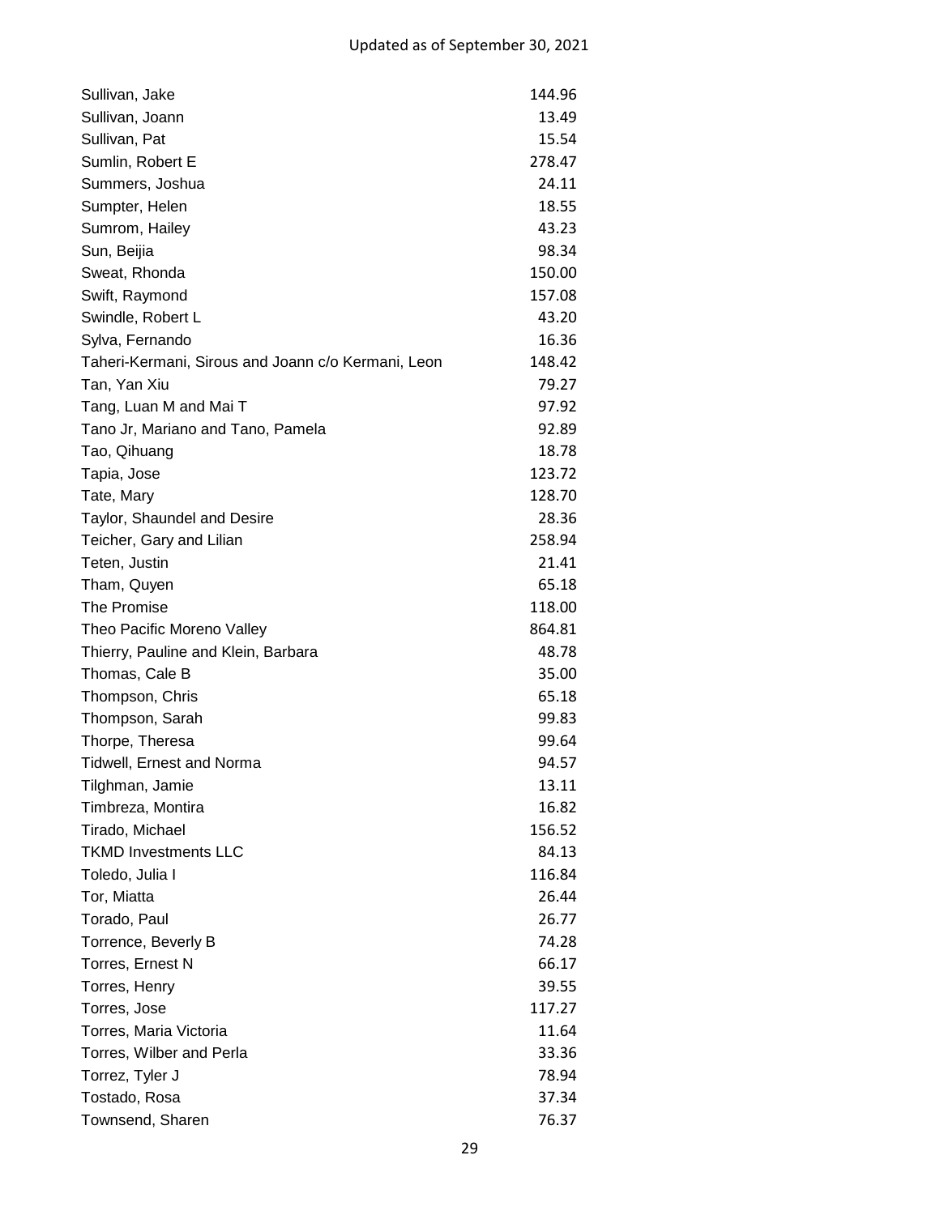Updated as of September 30, 2021

| | |
|---|---|
| Sullivan, Jake | 144.96 |
| Sullivan, Joann | 13.49 |
| Sullivan, Pat | 15.54 |
| Sumlin, Robert E | 278.47 |
| Summers, Joshua | 24.11 |
| Sumpter, Helen | 18.55 |
| Sumrom, Hailey | 43.23 |
| Sun, Beijia | 98.34 |
| Sweat, Rhonda | 150.00 |
| Swift, Raymond | 157.08 |
| Swindle, Robert L | 43.20 |
| Sylva, Fernando | 16.36 |
| Taheri-Kermani, Sirous and Joann c/o Kermani, Leon | 148.42 |
| Tan, Yan Xiu | 79.27 |
| Tang, Luan M and Mai T | 97.92 |
| Tano Jr, Mariano and Tano, Pamela | 92.89 |
| Tao, Qihuang | 18.78 |
| Tapia, Jose | 123.72 |
| Tate, Mary | 128.70 |
| Taylor, Shaundel and Desire | 28.36 |
| Teicher, Gary and Lilian | 258.94 |
| Teten, Justin | 21.41 |
| Tham, Quyen | 65.18 |
| The Promise | 118.00 |
| Theo Pacific Moreno Valley | 864.81 |
| Thierry, Pauline and Klein, Barbara | 48.78 |
| Thomas, Cale B | 35.00 |
| Thompson, Chris | 65.18 |
| Thompson, Sarah | 99.83 |
| Thorpe, Theresa | 99.64 |
| Tidwell, Ernest and Norma | 94.57 |
| Tilghman, Jamie | 13.11 |
| Timbreza, Montira | 16.82 |
| Tirado, Michael | 156.52 |
| TKMD Investments LLC | 84.13 |
| Toledo, Julia I | 116.84 |
| Tor, Miatta | 26.44 |
| Torado, Paul | 26.77 |
| Torrence, Beverly B | 74.28 |
| Torres, Ernest N | 66.17 |
| Torres, Henry | 39.55 |
| Torres, Jose | 117.27 |
| Torres, Maria Victoria | 11.64 |
| Torres, Wilber and Perla | 33.36 |
| Torrez, Tyler J | 78.94 |
| Tostado, Rosa | 37.34 |
| Townsend, Sharen | 76.37 |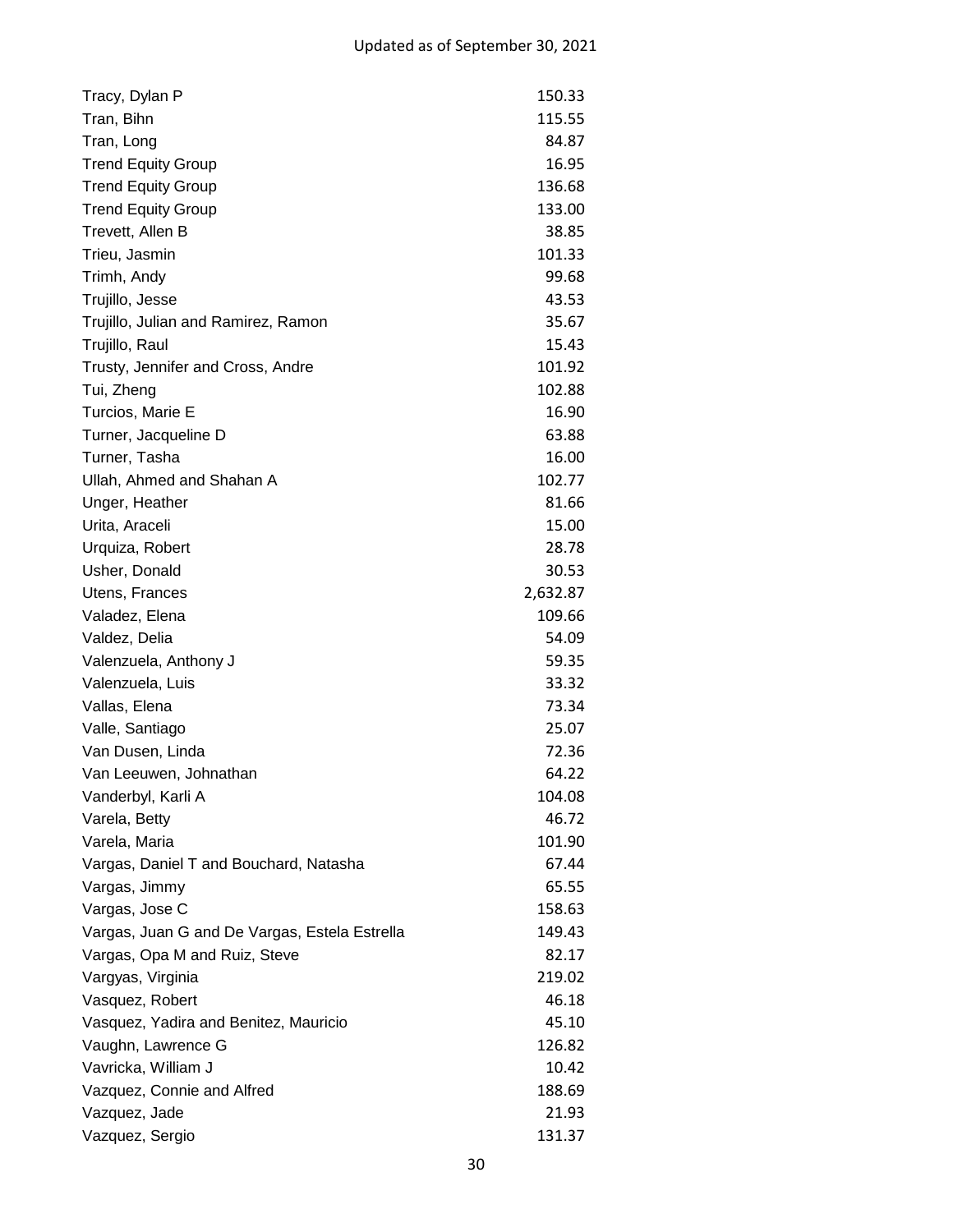Updated as of September 30, 2021

| | |
|---|---|
| Tracy, Dylan P | 150.33 |
| Tran, Bihn | 115.55 |
| Tran, Long | 84.87 |
| Trend Equity Group | 16.95 |
| Trend Equity Group | 136.68 |
| Trend Equity Group | 133.00 |
| Trevett, Allen B | 38.85 |
| Trieu, Jasmin | 101.33 |
| Trimh, Andy | 99.68 |
| Trujillo, Jesse | 43.53 |
| Trujillo, Julian and Ramirez, Ramon | 35.67 |
| Trujillo, Raul | 15.43 |
| Trusty, Jennifer and Cross, Andre | 101.92 |
| Tui, Zheng | 102.88 |
| Turcios, Marie E | 16.90 |
| Turner, Jacqueline D | 63.88 |
| Turner, Tasha | 16.00 |
| Ullah, Ahmed and Shahan A | 102.77 |
| Unger, Heather | 81.66 |
| Urita, Araceli | 15.00 |
| Urquiza, Robert | 28.78 |
| Usher, Donald | 30.53 |
| Utens, Frances | 2,632.87 |
| Valadez, Elena | 109.66 |
| Valdez, Delia | 54.09 |
| Valenzuela, Anthony J | 59.35 |
| Valenzuela, Luis | 33.32 |
| Vallas, Elena | 73.34 |
| Valle, Santiago | 25.07 |
| Van Dusen, Linda | 72.36 |
| Van Leeuwen, Johnathan | 64.22 |
| Vanderbyl, Karli A | 104.08 |
| Varela, Betty | 46.72 |
| Varela, Maria | 101.90 |
| Vargas, Daniel T and Bouchard, Natasha | 67.44 |
| Vargas, Jimmy | 65.55 |
| Vargas, Jose C | 158.63 |
| Vargas, Juan G and De Vargas, Estela Estrella | 149.43 |
| Vargas, Opa M and Ruiz, Steve | 82.17 |
| Vargyas, Virginia | 219.02 |
| Vasquez, Robert | 46.18 |
| Vasquez, Yadira and Benitez, Mauricio | 45.10 |
| Vaughn, Lawrence G | 126.82 |
| Vavricka, William J | 10.42 |
| Vazquez, Connie and Alfred | 188.69 |
| Vazquez, Jade | 21.93 |
| Vazquez, Sergio | 131.37 |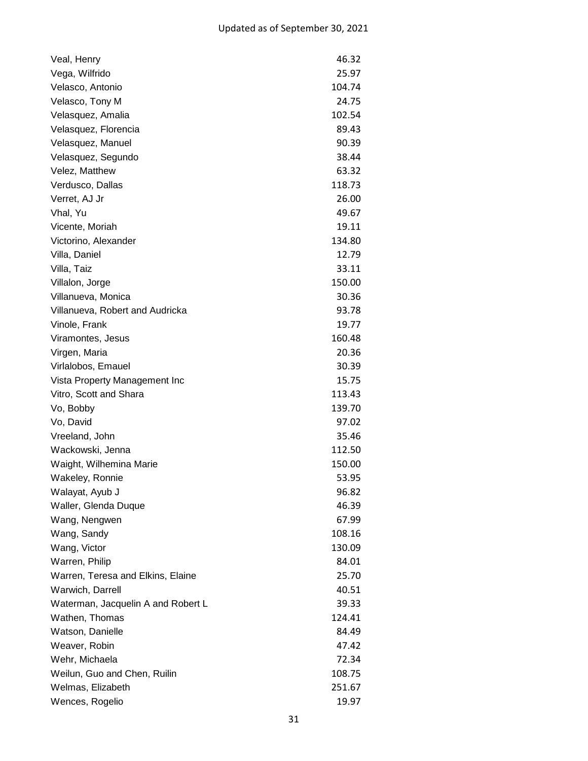Updated as of September 30, 2021

| | |
|---|---:|
| Veal, Henry | 46.32 |
| Vega, Wilfrido | 25.97 |
| Velasco, Antonio | 104.74 |
| Velasco, Tony M | 24.75 |
| Velasquez, Amalia | 102.54 |
| Velasquez, Florencia | 89.43 |
| Velasquez, Manuel | 90.39 |
| Velasquez, Segundo | 38.44 |
| Velez, Matthew | 63.32 |
| Verdusco, Dallas | 118.73 |
| Verret, AJ Jr | 26.00 |
| Vhal, Yu | 49.67 |
| Vicente, Moriah | 19.11 |
| Victorino, Alexander | 134.80 |
| Villa, Daniel | 12.79 |
| Villa, Taiz | 33.11 |
| Villalon, Jorge | 150.00 |
| Villanueva, Monica | 30.36 |
| Villanueva, Robert and Audricka | 93.78 |
| Vinole, Frank | 19.77 |
| Viramontes, Jesus | 160.48 |
| Virgen, Maria | 20.36 |
| Virlalobos, Emauel | 30.39 |
| Vista Property Management Inc | 15.75 |
| Vitro, Scott and Shara | 113.43 |
| Vo, Bobby | 139.70 |
| Vo, David | 97.02 |
| Vreeland, John | 35.46 |
| Wackowski, Jenna | 112.50 |
| Waight, Wilhemina Marie | 150.00 |
| Wakeley, Ronnie | 53.95 |
| Walayat, Ayub J | 96.82 |
| Waller, Glenda Duque | 46.39 |
| Wang, Nengwen | 67.99 |
| Wang, Sandy | 108.16 |
| Wang, Victor | 130.09 |
| Warren, Philip | 84.01 |
| Warren, Teresa and Elkins, Elaine | 25.70 |
| Warwich, Darrell | 40.51 |
| Waterman, Jacquelin A and Robert L | 39.33 |
| Wathen, Thomas | 124.41 |
| Watson, Danielle | 84.49 |
| Weaver, Robin | 47.42 |
| Wehr, Michaela | 72.34 |
| Weilun, Guo and Chen, Ruilin | 108.75 |
| Welmas, Elizabeth | 251.67 |
| Wences, Rogelio | 19.97 |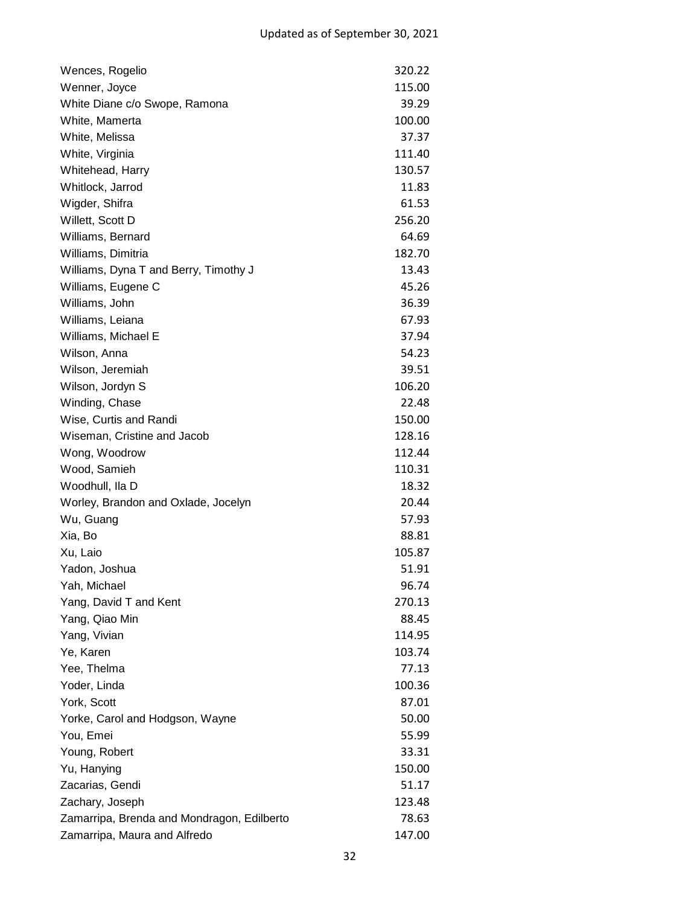Updated as of September 30, 2021

| | |
|---|---|
| Wences, Rogelio | 320.22 |
| Wenner, Joyce | 115.00 |
| White Diane c/o Swope, Ramona | 39.29 |
| White, Mamerta | 100.00 |
| White, Melissa | 37.37 |
| White, Virginia | 111.40 |
| Whitehead, Harry | 130.57 |
| Whitlock, Jarrod | 11.83 |
| Wigder, Shifra | 61.53 |
| Willett, Scott D | 256.20 |
| Williams, Bernard | 64.69 |
| Williams, Dimitria | 182.70 |
| Williams, Dyna T and Berry, Timothy J | 13.43 |
| Williams, Eugene C | 45.26 |
| Williams, John | 36.39 |
| Williams, Leiana | 67.93 |
| Williams, Michael E | 37.94 |
| Wilson, Anna | 54.23 |
| Wilson, Jeremiah | 39.51 |
| Wilson, Jordyn S | 106.20 |
| Winding, Chase | 22.48 |
| Wise, Curtis and Randi | 150.00 |
| Wiseman, Cristine and Jacob | 128.16 |
| Wong, Woodrow | 112.44 |
| Wood, Samieh | 110.31 |
| Woodhull, Ila D | 18.32 |
| Worley, Brandon and Oxlade, Jocelyn | 20.44 |
| Wu, Guang | 57.93 |
| Xia, Bo | 88.81 |
| Xu, Laio | 105.87 |
| Yadon, Joshua | 51.91 |
| Yah, Michael | 96.74 |
| Yang, David T and Kent | 270.13 |
| Yang, Qiao Min | 88.45 |
| Yang, Vivian | 114.95 |
| Ye, Karen | 103.74 |
| Yee, Thelma | 77.13 |
| Yoder, Linda | 100.36 |
| York, Scott | 87.01 |
| Yorke, Carol and Hodgson, Wayne | 50.00 |
| You, Emei | 55.99 |
| Young, Robert | 33.31 |
| Yu, Hanying | 150.00 |
| Zacarias, Gendi | 51.17 |
| Zachary, Joseph | 123.48 |
| Zamarripa, Brenda and Mondragon, Edilberto | 78.63 |
| Zamarripa, Maura and Alfredo | 147.00 |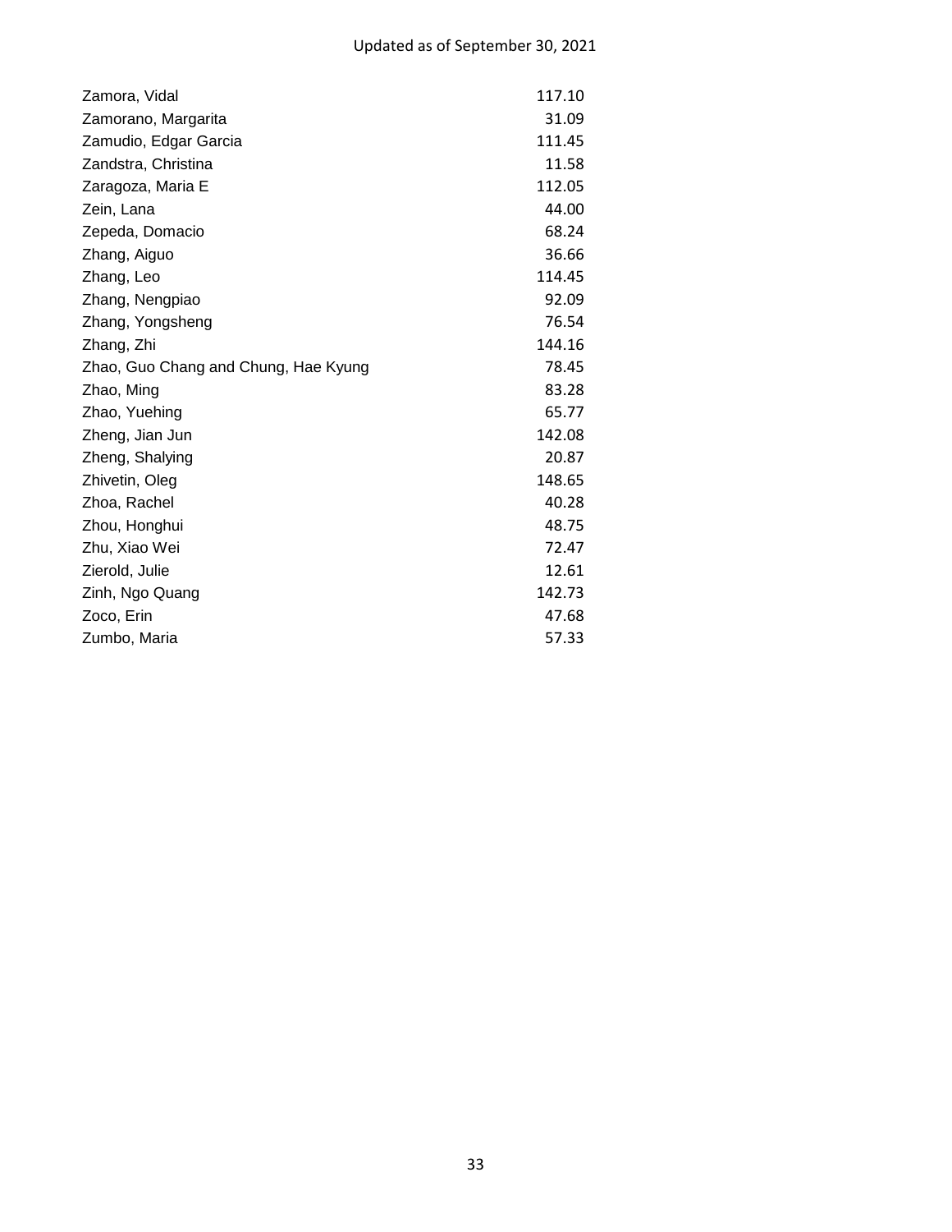Updated as of September 30, 2021

| | |
|---|---|
| Zamora, Vidal | 117.10 |
| Zamorano, Margarita | 31.09 |
| Zamudio, Edgar Garcia | 111.45 |
| Zandstra, Christina | 11.58 |
| Zaragoza, Maria E | 112.05 |
| Zein, Lana | 44.00 |
| Zepeda, Domacio | 68.24 |
| Zhang, Aiguo | 36.66 |
| Zhang, Leo | 114.45 |
| Zhang, Nengpiao | 92.09 |
| Zhang, Yongsheng | 76.54 |
| Zhang, Zhi | 144.16 |
| Zhao, Guo Chang and Chung, Hae Kyung | 78.45 |
| Zhao, Ming | 83.28 |
| Zhao, Yuehing | 65.77 |
| Zheng, Jian Jun | 142.08 |
| Zheng, Shalying | 20.87 |
| Zhivetin, Oleg | 148.65 |
| Zhoa, Rachel | 40.28 |
| Zhou, Honghui | 48.75 |
| Zhu, Xiao Wei | 72.47 |
| Zierold, Julie | 12.61 |
| Zinh, Ngo Quang | 142.73 |
| Zoco, Erin | 47.68 |
| Zumbo, Maria | 57.33 |